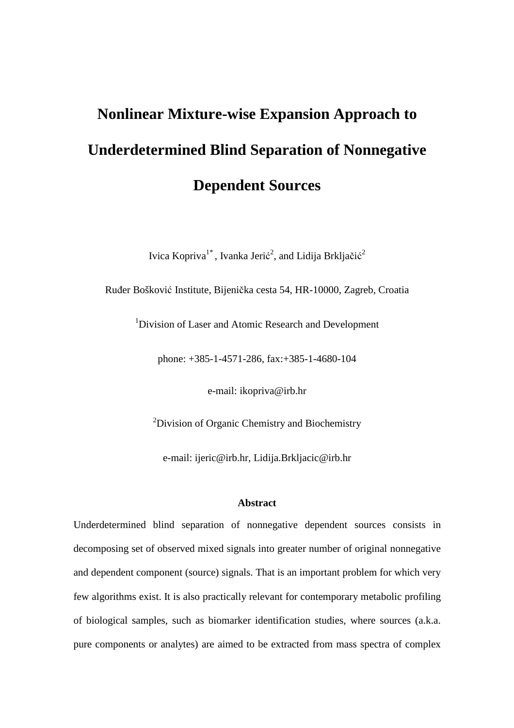# Nonlinear Mixture-wise Expansion Approach to Underdetermined Blind Separation of Nonnegative Dependent Sources

Ivica Kopriva[1*], Ivanka Jerić[2], and Lidija Brkljačić[2]

Ruđer Bošković Institute, Bijenička cesta 54, HR-10000, Zagreb, Croatia

[1]Division of Laser and Atomic Research and Development

phone: +385-1-4571-286, fax:+385-1-4680-104

e-mail: ikopriva@irb.hr

[2]Division of Organic Chemistry and Biochemistry

e-mail: ijeric@irb.hr, Lidija.Brkljacic@irb.hr

### Abstract

Underdetermined blind separation of nonnegative dependent sources consists in decomposing set of observed mixed signals into greater number of original nonnegative and dependent component (source) signals. That is an important problem for which very few algorithms exist. It is also practically relevant for contemporary metabolic profiling of biological samples, such as biomarker identification studies, where sources (a.k.a. pure components or analytes) are aimed to be extracted from mass spectra of complex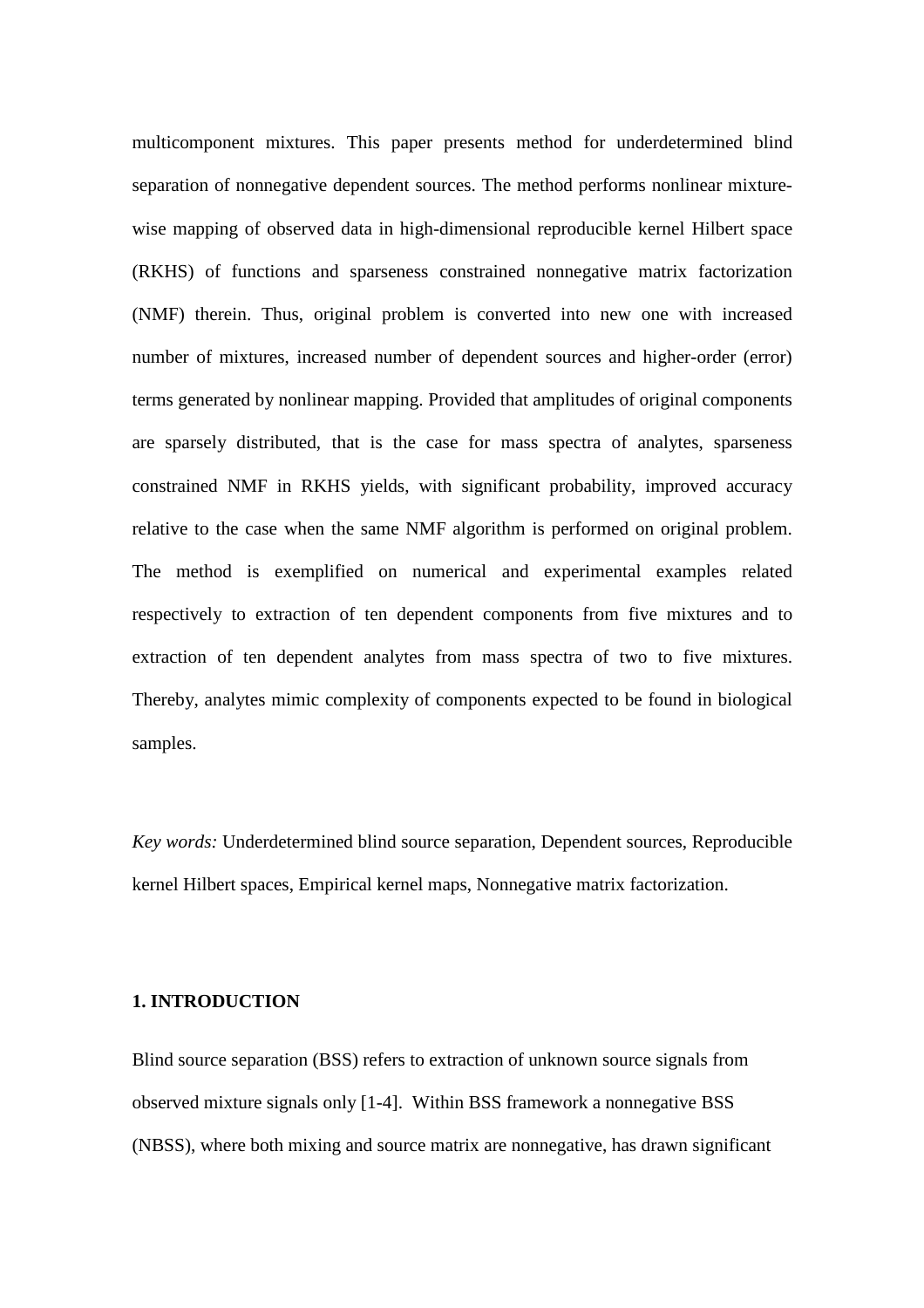multicomponent mixtures. This paper presents method for underdetermined blind separation of nonnegative dependent sources. The method performs nonlinear mixture-wise mapping of observed data in high-dimensional reproducible kernel Hilbert space (RKHS) of functions and sparseness constrained nonnegative matrix factorization (NMF) therein. Thus, original problem is converted into new one with increased number of mixtures, increased number of dependent sources and higher-order (error) terms generated by nonlinear mapping. Provided that amplitudes of original components are sparsely distributed, that is the case for mass spectra of analytes, sparseness constrained NMF in RKHS yields, with significant probability, improved accuracy relative to the case when the same NMF algorithm is performed on original problem. The method is exemplified on numerical and experimental examples related respectively to extraction of ten dependent components from five mixtures and to extraction of ten dependent analytes from mass spectra of two to five mixtures. Thereby, analytes mimic complexity of components expected to be found in biological samples.

*Key words:* Underdetermined blind source separation, Dependent sources, Reproducible kernel Hilbert spaces, Empirical kernel maps, Nonnegative matrix factorization.

## 1. INTRODUCTION

Blind source separation (BSS) refers to extraction of unknown source signals from observed mixture signals only [1-4]. Within BSS framework a nonnegative BSS (NBSS), where both mixing and source matrix are nonnegative, has drawn significant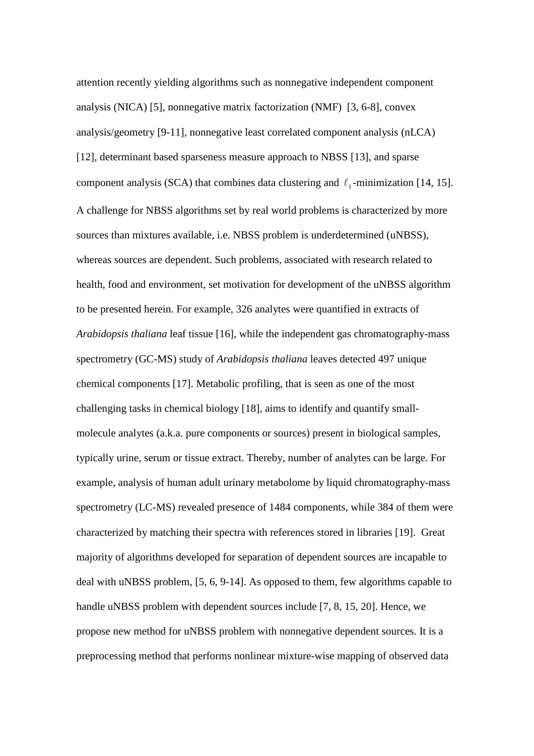attention recently yielding algorithms such as nonnegative independent component analysis (NICA) [5], nonnegative matrix factorization (NMF) [3, 6-8], convex analysis/geometry [9-11], nonnegative least correlated component analysis (nLCA) [12], determinant based sparseness measure approach to NBSS [13], and sparse component analysis (SCA) that combines data clustering and $\ell_1$-minimization [14, 15]. A challenge for NBSS algorithms set by real world problems is characterized by more sources than mixtures available, i.e. NBSS problem is underdetermined (uNBSS), whereas sources are dependent. Such problems, associated with research related to health, food and environment, set motivation for development of the uNBSS algorithm to be presented herein. For example, 326 analytes were quantified in extracts of *Arabidopsis thaliana* leaf tissue [16], while the independent gas chromatography-mass spectrometry (GC-MS) study of *Arabidopsis thaliana* leaves detected 497 unique chemical components [17]. Metabolic profiling, that is seen as one of the most challenging tasks in chemical biology [18], aims to identify and quantify small-molecule analytes (a.k.a. pure components or sources) present in biological samples, typically urine, serum or tissue extract. Thereby, number of analytes can be large. For example, analysis of human adult urinary metabolome by liquid chromatography-mass spectrometry (LC-MS) revealed presence of 1484 components, while 384 of them were characterized by matching their spectra with references stored in libraries [19]. Great majority of algorithms developed for separation of dependent sources are incapable to deal with uNBSS problem, [5, 6, 9-14]. As opposed to them, few algorithms capable to handle uNBSS problem with dependent sources include [7, 8, 15, 20]. Hence, we propose new method for uNBSS problem with nonnegative dependent sources. It is a preprocessing method that performs nonlinear mixture-wise mapping of observed data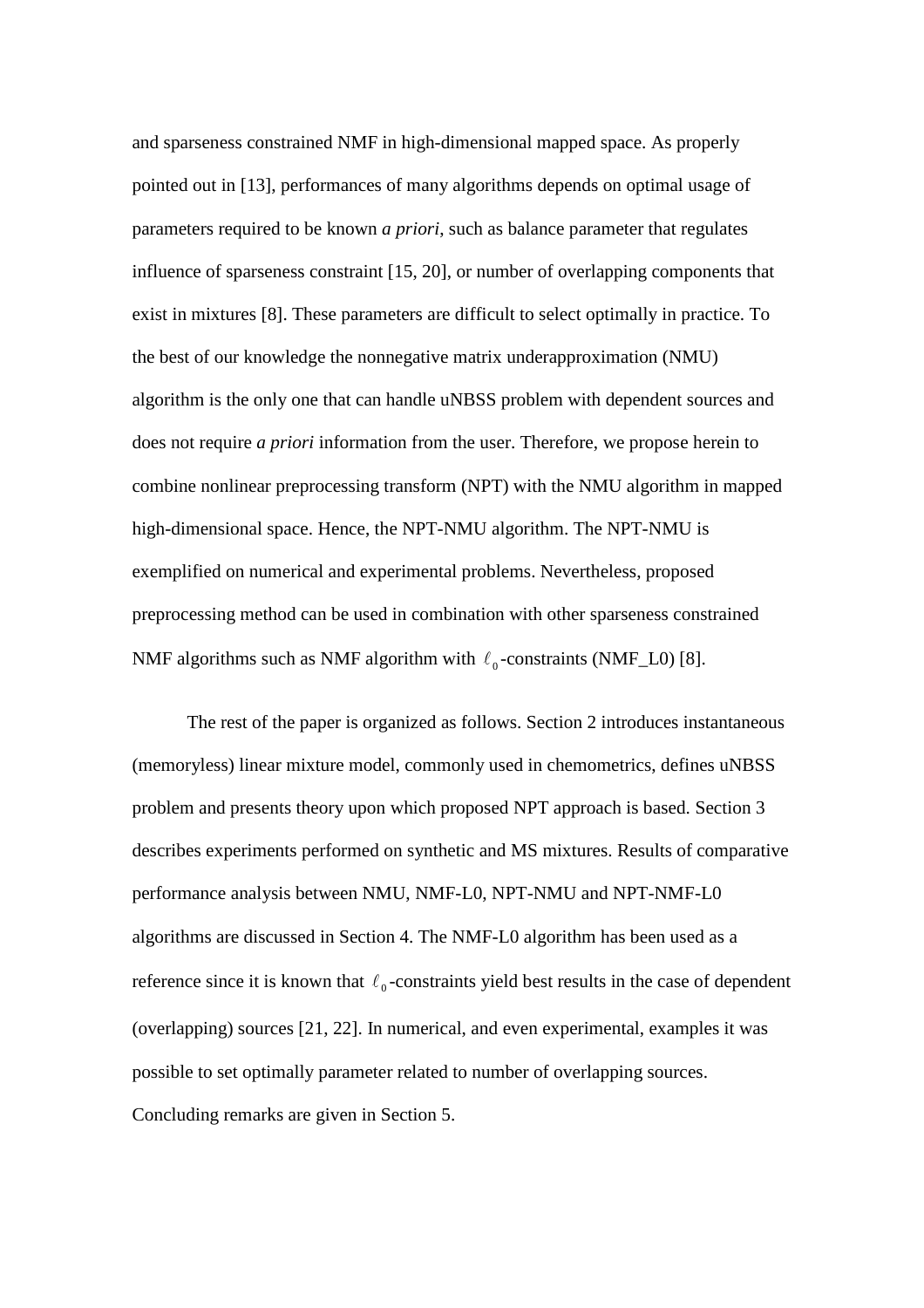and sparseness constrained NMF in high-dimensional mapped space. As properly pointed out in [13], performances of many algorithms depends on optimal usage of parameters required to be known *a priori*, such as balance parameter that regulates influence of sparseness constraint [15, 20], or number of overlapping components that exist in mixtures [8]. These parameters are difficult to select optimally in practice. To the best of our knowledge the nonnegative matrix underapproximation (NMU) algorithm is the only one that can handle uNBSS problem with dependent sources and does not require *a priori* information from the user. Therefore, we propose herein to combine nonlinear preprocessing transform (NPT) with the NMU algorithm in mapped high-dimensional space. Hence, the NPT-NMU algorithm. The NPT-NMU is exemplified on numerical and experimental problems. Nevertheless, proposed preprocessing method can be used in combination with other sparseness constrained NMF algorithms such as NMF algorithm with $\ell_0$-constraints (NMF_L0) [8].

The rest of the paper is organized as follows. Section 2 introduces instantaneous (memoryless) linear mixture model, commonly used in chemometrics, defines uNBSS problem and presents theory upon which proposed NPT approach is based. Section 3 describes experiments performed on synthetic and MS mixtures. Results of comparative performance analysis between NMU, NMF-L0, NPT-NMU and NPT-NMF-L0 algorithms are discussed in Section 4. The NMF-L0 algorithm has been used as a reference since it is known that $\ell_0$-constraints yield best results in the case of dependent (overlapping) sources [21, 22]. In numerical, and even experimental, examples it was possible to set optimally parameter related to number of overlapping sources. Concluding remarks are given in Section 5.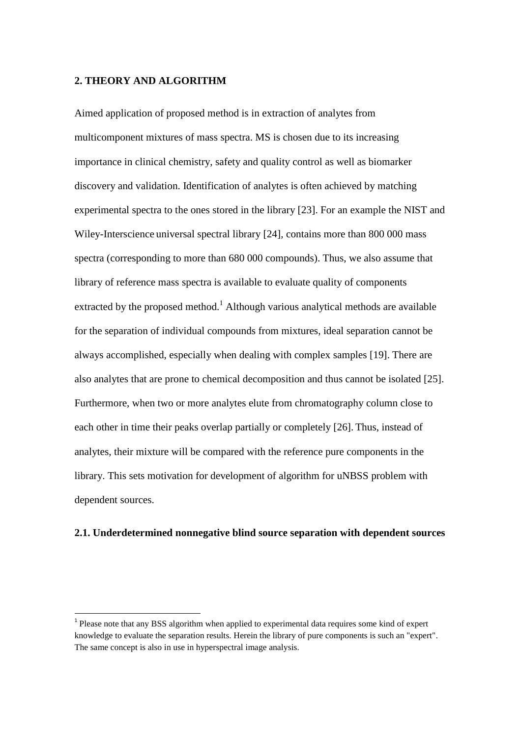## 2. THEORY AND ALGORITHM

Aimed application of proposed method is in extraction of analytes from multicomponent mixtures of mass spectra. MS is chosen due to its increasing importance in clinical chemistry, safety and quality control as well as biomarker discovery and validation. Identification of analytes is often achieved by matching experimental spectra to the ones stored in the library [23]. For an example the NIST and Wiley-Interscience universal spectral library [24], contains more than 800 000 mass spectra (corresponding to more than 680 000 compounds). Thus, we also assume that library of reference mass spectra is available to evaluate quality of components extracted by the proposed method.[1] Although various analytical methods are available for the separation of individual compounds from mixtures, ideal separation cannot be always accomplished, especially when dealing with complex samples [19]. There are also analytes that are prone to chemical decomposition and thus cannot be isolated [25]. Furthermore, when two or more analytes elute from chromatography column close to each other in time their peaks overlap partially or completely [26]. Thus, instead of analytes, their mixture will be compared with the reference pure components in the library. This sets motivation for development of algorithm for uNBSS problem with dependent sources.

### 2.1. Underdetermined nonnegative blind source separation with dependent sources

[1] Please note that any BSS algorithm when applied to experimental data requires some kind of expert knowledge to evaluate the separation results. Herein the library of pure components is such an "expert". The same concept is also in use in hyperspectral image analysis.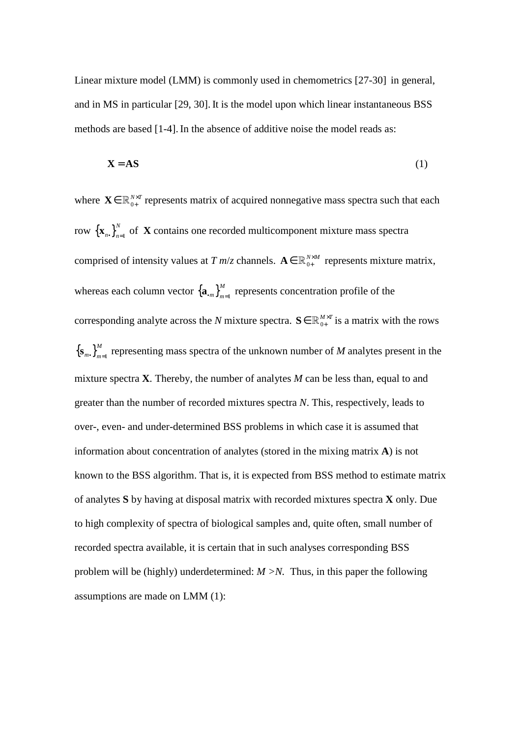Linear mixture model (LMM) is commonly used in chemometrics [27-30] in general, and in MS in particular [29, 30]. It is the model upon which linear instantaneous BSS methods are based [1-4]. In the absence of additive noise the model reads as:

$$\mathbf{X} = \mathbf{AS} \tag{1}$$

where $\mathbf{X} \in \mathbb{R}_{0+}^{N \times T}$ represents matrix of acquired nonnegative mass spectra such that each row $\{\mathbf{x}_{n\bullet}\}_{n=1}^{N}$ of $\mathbf{X}$ contains one recorded multicomponent mixture mass spectra comprised of intensity values at $T$ $m/z$ channels. $\mathbf{A} \in \mathbb{R}_{0+}^{N \times M}$ represents mixture matrix, whereas each column vector $\{\mathbf{a}_{\bullet m}\}_{m=1}^{M}$ represents concentration profile of the corresponding analyte across the $N$ mixture spectra. $\mathbf{S} \in \mathbb{R}_{0+}^{M \times T}$ is a matrix with the rows $\{\mathbf{s}_{m\bullet}\}_{m=1}^{M}$ representing mass spectra of the unknown number of $M$ analytes present in the mixture spectra $\mathbf{X}$. Thereby, the number of analytes $M$ can be less than, equal to and greater than the number of recorded mixtures spectra $N$. This, respectively, leads to over-, even- and under-determined BSS problems in which case it is assumed that information about concentration of analytes (stored in the mixing matrix $\mathbf{A}$) is not known to the BSS algorithm. That is, it is expected from BSS method to estimate matrix of analytes $\mathbf{S}$ by having at disposal matrix with recorded mixtures spectra $\mathbf{X}$ only. Due to high complexity of spectra of biological samples and, quite often, small number of recorded spectra available, it is certain that in such analyses corresponding BSS problem will be (highly) underdetermined: $M > N$. Thus, in this paper the following assumptions are made on LMM (1):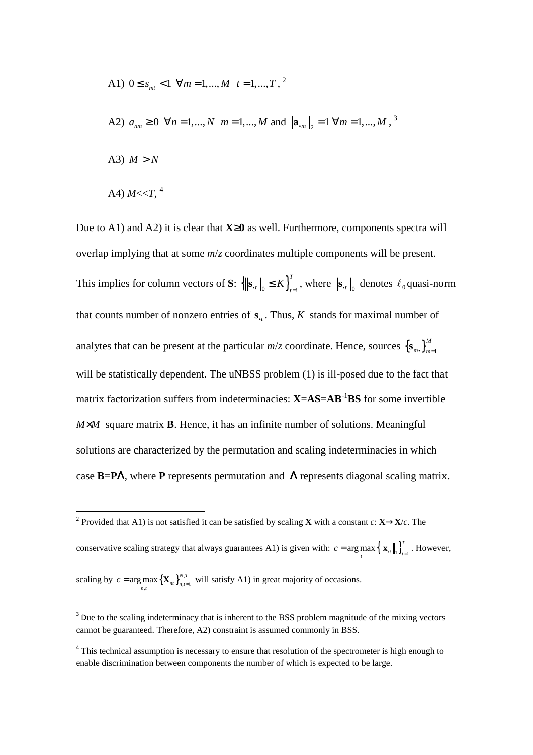A1) $0 \leq s_{mt} < 1 \;\; \forall m = 1,...,M \;\;\; t = 1,...,T$, [2]

A2) $a_{nm} \geq 0 \;\; \forall n = 1,...,N \;\;\; m = 1,...,M$ and $\left\| \mathbf{a}_{\bullet m} \right\|_2 = 1 \; \forall m = 1,...,M$, [3]

A3) $M > N$

A4) $M \ll T$, [4]

Due to A1) and A2) it is clear that $\mathbf{X} \geq \mathbf{0}$ as well. Furthermore, components spectra will overlap implying that at some *m*/*z* coordinates multiple components will be present. This implies for column vectors of **S**: $\left\{ \left\| \mathbf{s}_{\bullet t} \right\|_0 \leq K \right\}_{t=1}^{T}$, where $\left\| \mathbf{s}_{\bullet t} \right\|_0$ denotes $\ell_0$ quasi-norm that counts number of nonzero entries of $\mathbf{s}_{\bullet t}$. Thus, $K$ stands for maximal number of analytes that can be present at the particular *m*/*z* coordinate. Hence, sources $\left\{ \mathbf{s}_{m\bullet} \right\}_{m=1}^{M}$ will be statistically dependent. The uNBSS problem (1) is ill-posed due to the fact that matrix factorization suffers from indeterminacies: $\mathbf{X}=\mathbf{AS}=\mathbf{AB}^{-1}\mathbf{BS}$ for some invertible $M \times M$ square matrix **B**. Hence, it has an infinite number of solutions. Meaningful solutions are characterized by the permutation and scaling indeterminacies in which case $\mathbf{B}=\mathbf{P}\boldsymbol{\Lambda}$, where **P** represents permutation and $\boldsymbol{\Lambda}$ represents diagonal scaling matrix.

---

[2] Provided that A1) is not satisfied it can be satisfied by scaling **X** with a constant *c*: $\mathbf{X} \rightarrow \mathbf{X}/c$. The conservative scaling strategy that always guarantees A1) is given with: $c = \arg\max_{t} \left\{ \left\| \mathbf{x}_{\bullet t} \right\|_1 \right\}_{t=1}^{T}$. However, scaling by $c = \arg\max_{n,t} \left\{ \mathbf{X}_{nt} \right\}_{n,t=1}^{N,T}$ will satisfy A1) in great majority of occasions.

[3] Due to the scaling indeterminacy that is inherent to the BSS problem magnitude of the mixing vectors cannot be guaranteed. Therefore, A2) constraint is assumed commonly in BSS.

[4] This technical assumption is necessary to ensure that resolution of the spectrometer is high enough to enable discrimination between components the number of which is expected to be large.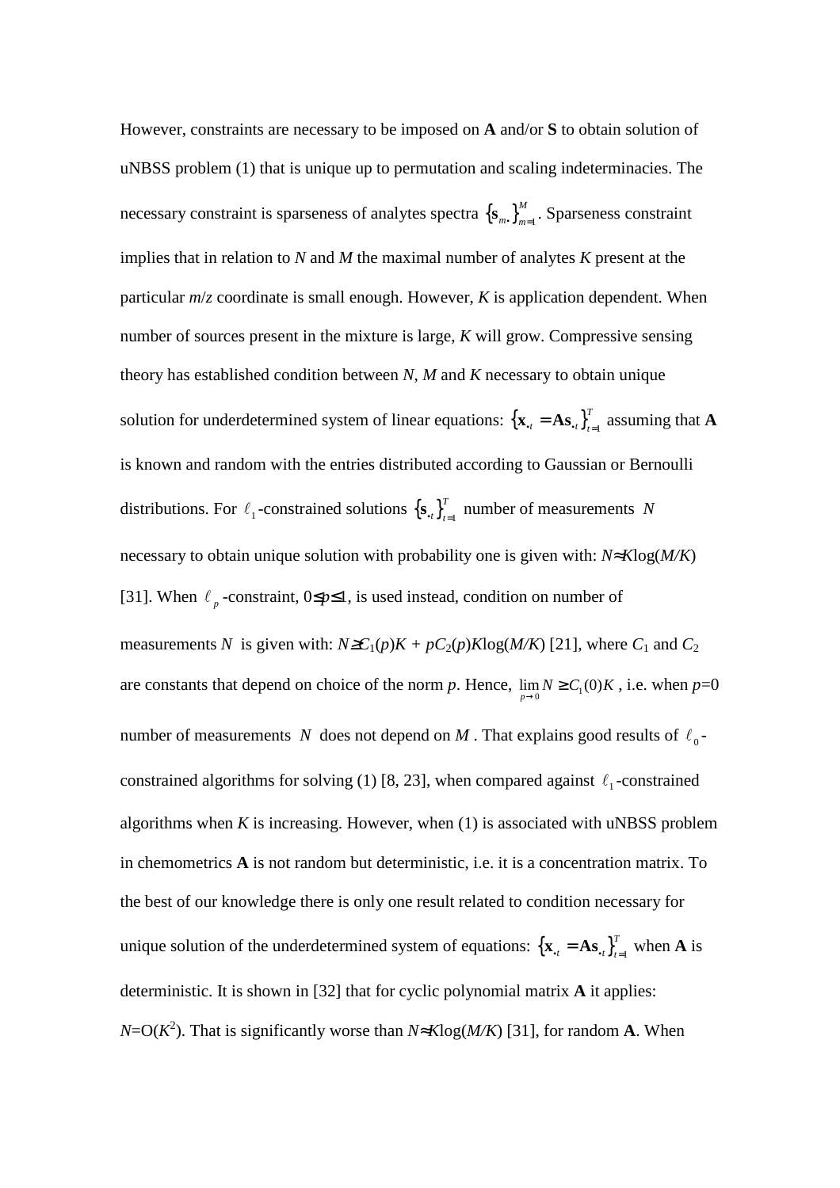However, constraints are necessary to be imposed on **A** and/or **S** to obtain solution of uNBSS problem (1) that is unique up to permutation and scaling indeterminacies. The necessary constraint is sparseness of analytes spectra $\{\mathbf{s}_{m\bullet}\}_{m=1}^{M}$. Sparseness constraint implies that in relation to *N* and *M* the maximal number of analytes *K* present at the particular *m*/*z* coordinate is small enough. However, *K* is application dependent. When number of sources present in the mixture is large, *K* will grow. Compressive sensing theory has established condition between *N*, *M* and *K* necessary to obtain unique solution for underdetermined system of linear equations: $\{\mathbf{x}_{\bullet t} = \mathbf{A}\mathbf{s}_{\bullet t}\}_{t=1}^{T}$ assuming that **A** is known and random with the entries distributed according to Gaussian or Bernoulli distributions. For $\ell_1$-constrained solutions $\{\mathbf{s}_{\bullet t}\}_{t=1}^{T}$ number of measurements $N$ necessary to obtain unique solution with probability one is given with: $N \approx K\log(M/K)$ [31]. When $\ell_p$-constraint, $0 \leq p \leq 1$, is used instead, condition on number of measurements $N$ is given with: $N \geq C_1(p)K + pC_2(p)K\log(M/K)$ [21], where $C_1$ and $C_2$ are constants that depend on choice of the norm *p*. Hence, $\lim_{p \to 0} N \geq C_1(0)K$, i.e. when $p=0$ number of measurements $N$ does not depend on $M$. That explains good results of $\ell_0$-constrained algorithms for solving (1) [8, 23], when compared against $\ell_1$-constrained algorithms when *K* is increasing. However, when (1) is associated with uNBSS problem in chemometrics **A** is not random but deterministic, i.e. it is a concentration matrix. To the best of our knowledge there is only one result related to condition necessary for unique solution of the underdetermined system of equations: $\{\mathbf{x}_{\bullet t} = \mathbf{A}\mathbf{s}_{\bullet t}\}_{t=1}^{T}$ when **A** is deterministic. It is shown in [32] that for cyclic polynomial matrix **A** it applies: $N=O(K^2)$. That is significantly worse than $N \approx K\log(M/K)$ [31], for random **A**. When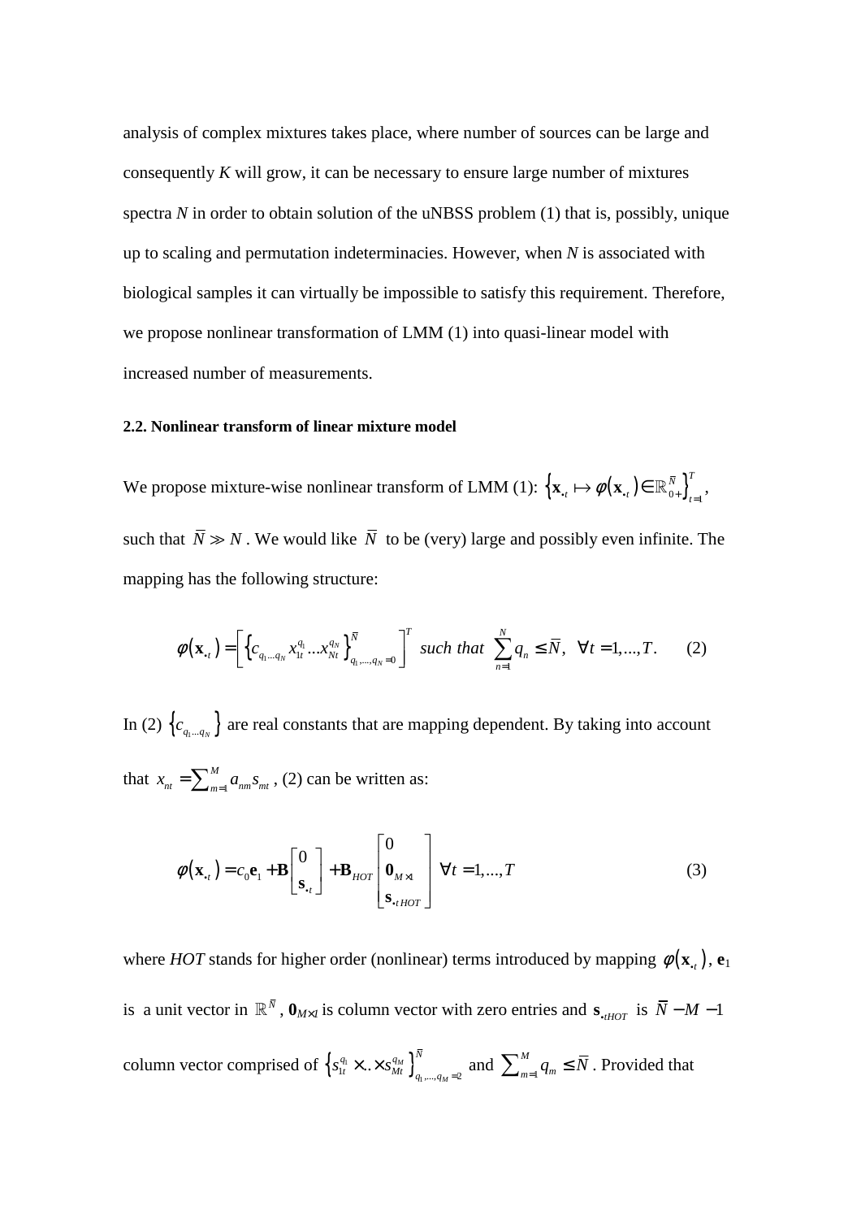analysis of complex mixtures takes place, where number of sources can be large and consequently *K* will grow, it can be necessary to ensure large number of mixtures spectra *N* in order to obtain solution of the uNBSS problem (1) that is, possibly, unique up to scaling and permutation indeterminacies. However, when *N* is associated with biological samples it can virtually be impossible to satisfy this requirement. Therefore, we propose nonlinear transformation of LMM (1) into quasi-linear model with increased number of measurements.

**2.2. Nonlinear transform of linear mixture model**

We propose mixture-wise nonlinear transform of LMM (1): $\left\{\mathbf{x}_{\cdot t} \mapsto \varphi(\mathbf{x}_{\cdot t}) \in \mathbb{R}_{0+}^{\bar{N}}\right\}_{t=1}^{T}$, such that $\bar{N} \gg N$. We would like $\bar{N}$ to be (very) large and possibly even infinite. The mapping has the following structure:

$$\varphi(\mathbf{x}_{\cdot t}) = \left[\left\{c_{q_1 \ldots q_N} x_{1t}^{q_1} \ldots x_{Nt}^{q_N}\right\}_{q_1,\ldots,q_N=0}^{\bar{N}}\right]^T \ \textit{such that} \ \sum_{n=1}^{N} q_n \leq \bar{N}, \ \ \forall t = 1,\ldots,T. \qquad (2)$$

In (2) $\left\{c_{q_1 \ldots q_N}\right\}$ are real constants that are mapping dependent. By taking into account that $x_{nt} = \sum_{m=1}^{M} a_{nm} s_{mt}$, (2) can be written as:

$$\varphi(\mathbf{x}_{\cdot t}) = c_0 \mathbf{e}_1 + \mathbf{B}\begin{bmatrix} 0 \\ \mathbf{s}_{\cdot t} \end{bmatrix} + \mathbf{B}_{HOT}\begin{bmatrix} 0 \\ \mathbf{0}_{M\times 1} \\ \mathbf{s}_{\cdot t\,HOT} \end{bmatrix} \ \forall t = 1,\ldots,T \qquad (3)$$

where *HOT* stands for higher order (nonlinear) terms introduced by mapping $\varphi(\mathbf{x}_{\cdot t})$, $\mathbf{e}_1$ is a unit vector in $\mathbb{R}^{\bar{N}}$, $\mathbf{0}_{M\times 1}$ is column vector with zero entries and $\mathbf{s}_{\cdot t HOT}$ is $\bar{N} - M - 1$ column vector comprised of $\left\{s_{1t}^{q_1} \times .. \times s_{Mt}^{q_M}\right\}_{q_1,\ldots,q_M=2}^{\bar{N}}$ and $\sum_{m=1}^{M} q_m \leq \bar{N}$. Provided that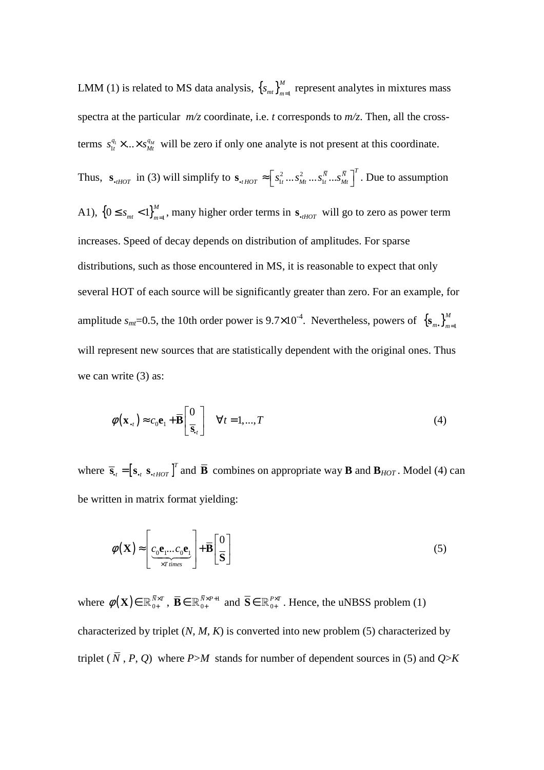LMM (1) is related to MS data analysis, $\{s_{mt}\}_{m=1}^{M}$ represent analytes in mixtures mass spectra at the particular *m/z* coordinate, i.e. *t* corresponds to *m/z*. Then, all the cross-terms $s_{1t}^{q_1} \times ... \times s_{Mt}^{q_M}$ will be zero if only one analyte is not present at this coordinate. Thus, $\mathbf{s}_{\cdot tHOT}$ in (3) will simplify to $\mathbf{s}_{\cdot tHOT} \approx \left[ s_{1t}^{2} ... s_{Mt}^{2} ... s_{1t}^{\bar{N}} ... s_{Mt}^{\bar{N}} \right]^{T}$. Due to assumption A1), $\{0 \le s_{mt} < 1\}_{m=1}^{M}$, many higher order terms in $\mathbf{s}_{\cdot tHOT}$ will go to zero as power term increases. Speed of decay depends on distribution of amplitudes. For sparse distributions, such as those encountered in MS, it is reasonable to expect that only several HOT of each source will be significantly greater than zero. For an example, for amplitude $s_{mt}$=0.5, the 10th order power is $9.7 \times 10^{-4}$. Nevertheless, powers of $\{\mathbf{s}_{m\cdot}\}_{m=1}^{M}$ will represent new sources that are statistically dependent with the original ones. Thus we can write (3) as:

$$\varphi(\mathbf{x}_{\cdot t}) \approx c_0 \mathbf{e}_1 + \bar{\mathbf{B}} \begin{bmatrix} 0 \\ \bar{\mathbf{s}}_{\cdot t} \end{bmatrix} \quad \forall t = 1, ..., T \tag{4}$$

where $\bar{\mathbf{s}}_{\cdot t} = \left[ \mathbf{s}_{\cdot t} \ \ \mathbf{s}_{\cdot tHOT} \right]^{T}$ and $\bar{\mathbf{B}}$ combines on appropriate way $\mathbf{B}$ and $\mathbf{B}_{HOT}$. Model (4) can be written in matrix format yielding:

$$\varphi(\mathbf{X}) \approx \left[ \underbrace{c_0 \mathbf{e}_1 ... c_0 \mathbf{e}_1}_{\times T\ times} \right] + \bar{\mathbf{B}} \begin{bmatrix} 0 \\ \bar{\mathbf{S}} \end{bmatrix} \tag{5}$$

where $\varphi(\mathbf{X}) \in \mathbb{R}_{0+}^{\bar{N} \times T}$, $\bar{\mathbf{B}} \in \mathbb{R}_{0+}^{\bar{N} \times P+1}$ and $\bar{\mathbf{S}} \in \mathbb{R}_{0+}^{P \times T}$. Hence, the uNBSS problem (1) characterized by triplet (*N*, *M*, *K*) is converted into new problem (5) characterized by triplet ($\bar{N}$, *P*, *Q*) where *P*>*M* stands for number of dependent sources in (5) and *Q*>*K*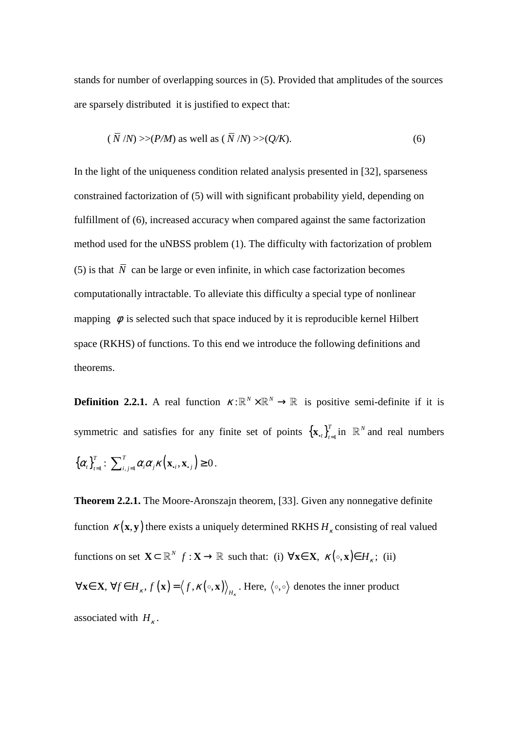stands for number of overlapping sources in (5). Provided that amplitudes of the sources are sparsely distributed it is justified to expect that:

$$(\bar{N}/N) >> (P/M) \text{ as well as } (\bar{N}/N) >> (Q/K). \tag{6}$$

In the light of the uniqueness condition related analysis presented in [32], sparseness constrained factorization of (5) will with significant probability yield, depending on fulfillment of (6), increased accuracy when compared against the same factorization method used for the uNBSS problem (1). The difficulty with factorization of problem (5) is that $\bar{N}$ can be large or even infinite, in which case factorization becomes computationally intractable. To alleviate this difficulty a special type of nonlinear mapping $\phi$ is selected such that space induced by it is reproducible kernel Hilbert space (RKHS) of functions. To this end we introduce the following definitions and theorems.

**Definition 2.2.1.** A real function $\kappa : \mathbb{R}^N \times \mathbb{R}^N \to \mathbb{R}$ is positive semi-definite if it is symmetric and satisfies for any finite set of points $\{\mathbf{x}_{\cdot t}\}_{t=1}^{T}$ in $\mathbb{R}^N$ and real numbers $\{\alpha_t\}_{t=1}^{T}$: $\sum_{i,j=1}^{T} \alpha_i \alpha_j \kappa(\mathbf{x}_{\cdot i}, \mathbf{x}_{\cdot j}) \geq 0$.

**Theorem 2.2.1.** The Moore-Aronszajn theorem, [33]. Given any nonnegative definite function $\kappa(\mathbf{x}, \mathbf{y})$ there exists a uniquely determined RKHS $H_\kappa$ consisting of real valued functions on set $\mathbf{X} \subset \mathbb{R}^N$ $f : \mathbf{X} \to \mathbb{R}$ such that: (i) $\forall \mathbf{x} \in \mathbf{X}$, $\kappa(\circ, \mathbf{x}) \in H_\kappa$; (ii) $\forall \mathbf{x} \in \mathbf{X}$, $\forall f \in H_\kappa$, $f(\mathbf{x}) = \langle f, \kappa(\circ, \mathbf{x}) \rangle_{H_\kappa}$. Here, $\langle \circ, \circ \rangle$ denotes the inner product associated with $H_\kappa$.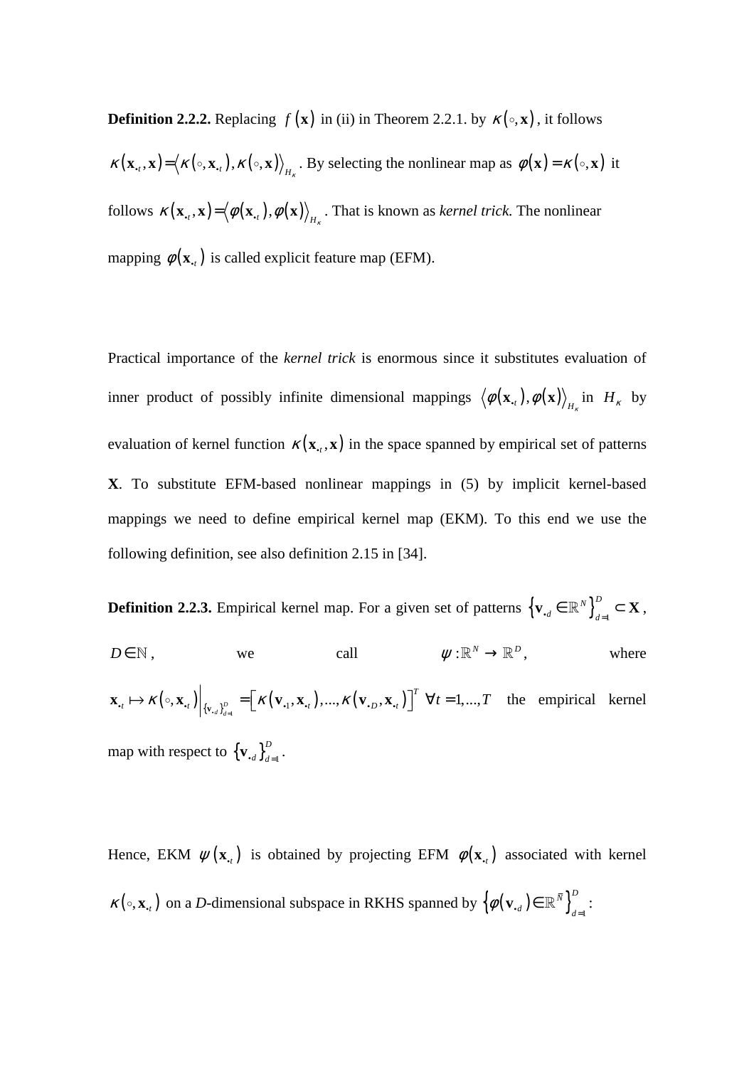**Definition 2.2.2.** Replacing $f(\mathbf{x})$ in (ii) in Theorem 2.2.1. by $\kappa(\circ,\mathbf{x})$, it follows $\kappa(\mathbf{x}_{\bullet t},\mathbf{x}) = \langle \kappa(\circ,\mathbf{x}_{\bullet t}), \kappa(\circ,\mathbf{x})\rangle_{H_\kappa}$. By selecting the nonlinear map as $\phi(\mathbf{x}) = \kappa(\circ,\mathbf{x})$ it follows $\kappa(\mathbf{x}_{\bullet t},\mathbf{x}) = \langle \phi(\mathbf{x}_{\bullet t}), \phi(\mathbf{x})\rangle_{H_\kappa}$. That is known as *kernel trick.* The nonlinear mapping $\phi(\mathbf{x}_{\bullet t})$ is called explicit feature map (EFM).

Practical importance of the *kernel trick* is enormous since it substitutes evaluation of inner product of possibly infinite dimensional mappings $\langle \phi(\mathbf{x}_{\bullet t}), \phi(\mathbf{x})\rangle_{H_\kappa}$ in $H_\kappa$ by evaluation of kernel function $\kappa(\mathbf{x}_{\bullet t},\mathbf{x})$ in the space spanned by empirical set of patterns $\mathbf{X}$. To substitute EFM-based nonlinear mappings in (5) by implicit kernel-based mappings we need to define empirical kernel map (EKM). To this end we use the following definition, see also definition 2.15 in [34].

**Definition 2.2.3.** Empirical kernel map. For a given set of patterns $\left\{\mathbf{v}_{\bullet d} \in \mathbb{R}^N\right\}_{d=1}^{D} \subset \mathbf{X}$, $D \in \mathbb{N}$, we call $\psi : \mathbb{R}^N \to \mathbb{R}^D$, where $\mathbf{x}_{\bullet t} \mapsto \kappa(\circ,\mathbf{x}_{\bullet t})\Big|_{\{\mathbf{v}_{\bullet d}\}_{d=1}^{D}} = \left[\kappa(\mathbf{v}_{\bullet 1},\mathbf{x}_{\bullet t}),...,\kappa(\mathbf{v}_{\bullet D},\mathbf{x}_{\bullet t})\right]^T \ \forall t = 1,...,T$ the empirical kernel map with respect to $\{\mathbf{v}_{\bullet d}\}_{d=1}^{D}$.

Hence, EKM $\psi(\mathbf{x}_{\bullet t})$ is obtained by projecting EFM $\phi(\mathbf{x}_{\bullet t})$ associated with kernel $\kappa(\circ,\mathbf{x}_{\bullet t})$ on a *D*-dimensional subspace in RKHS spanned by $\left\{\phi(\mathbf{v}_{\bullet d}) \in \mathbb{R}^{\bar{N}}\right\}_{d=1}^{D}$: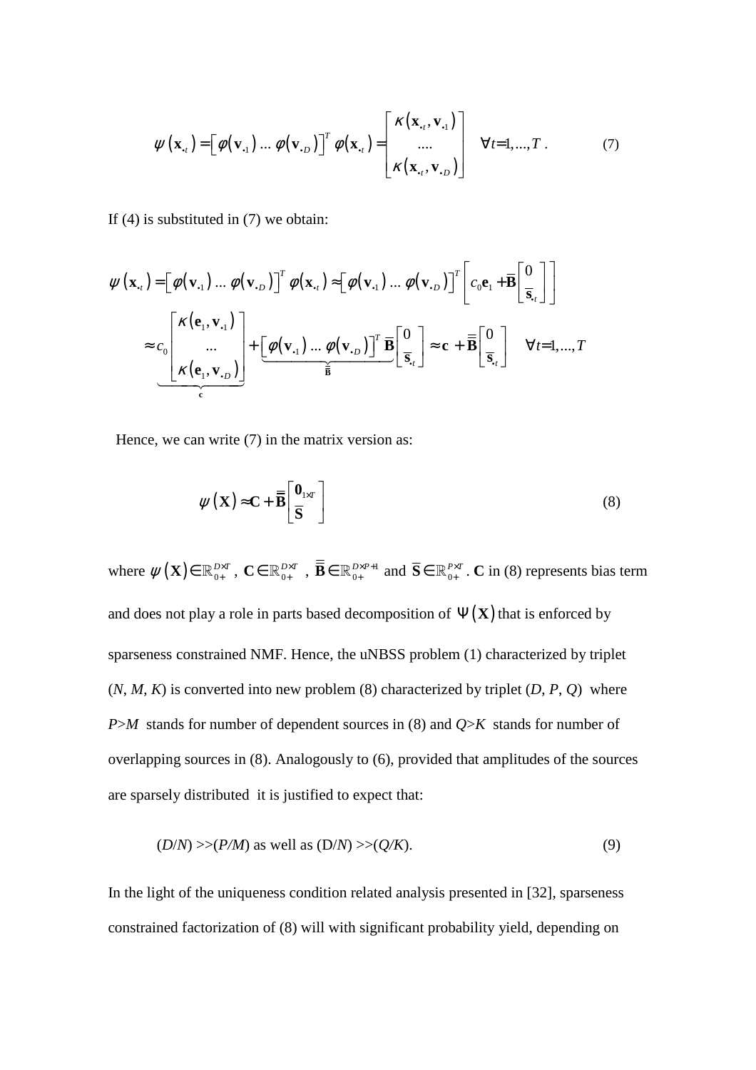$$\psi(\mathbf{x}_{\bullet t}) = \left[\varphi(\mathbf{v}_{\bullet 1}) \ldots \varphi(\mathbf{v}_{\bullet D})\right]^T \varphi(\mathbf{x}_{\bullet t}) = \begin{bmatrix} \kappa(\mathbf{x}_{\bullet t}, \mathbf{v}_{\bullet 1}) \\ \ldots. \\ \kappa(\mathbf{x}_{\bullet t}, \mathbf{v}_{\bullet D}) \end{bmatrix} \quad \forall t = 1, \ldots, T. \tag{7}$$

If (4) is substituted in (7) we obtain:

$$\psi(\mathbf{x}_{\bullet t}) = \left[\varphi(\mathbf{v}_{\bullet 1}) \ldots \varphi(\mathbf{v}_{\bullet D})\right]^T \varphi(\mathbf{x}_{\bullet t}) \approx \left[\varphi(\mathbf{v}_{\bullet 1}) \ldots \varphi(\mathbf{v}_{\bullet D})\right]^T \left[c_0 \mathbf{e}_1 + \overline{\mathbf{B}} \begin{bmatrix} 0 \\ \overline{\mathbf{s}}_{\bullet t} \end{bmatrix}\right]$$

$$\approx \underbrace{c_0 \begin{bmatrix} \kappa(\mathbf{e}_1, \mathbf{v}_{\bullet 1}) \\ \ldots \\ \kappa(\mathbf{e}_1, \mathbf{v}_{\bullet D}) \end{bmatrix}}_{\mathbf{c}} + \underbrace{\left[\varphi(\mathbf{v}_{\bullet 1}) \ldots \varphi(\mathbf{v}_{\bullet D})\right]^T \overline{\mathbf{B}}}_{\overline{\overline{\mathbf{B}}}} \begin{bmatrix} 0 \\ \overline{\mathbf{s}}_{\bullet t} \end{bmatrix} \approx \mathbf{c} + \overline{\overline{\mathbf{B}}} \begin{bmatrix} 0 \\ \overline{\mathbf{s}}_{\bullet t} \end{bmatrix} \quad \forall t = 1, \ldots, T$$

Hence, we can write (7) in the matrix version as:

$$\psi(\mathbf{X}) \approx \mathbf{C} + \overline{\overline{\mathbf{B}}} \begin{bmatrix} \mathbf{0}_{1 \times T} \\ \overline{\mathbf{S}} \end{bmatrix} \tag{8}$$

where $\psi(\mathbf{X}) \in \mathbb{R}_{0+}^{D \times T}$, $\mathbf{C} \in \mathbb{R}_{0+}^{D \times T}$, $\overline{\overline{\mathbf{B}}} \in \mathbb{R}_{0+}^{D \times P+1}$ and $\overline{\mathbf{S}} \in \mathbb{R}_{0+}^{P \times T}$. $\mathbf{C}$ in (8) represents bias term and does not play a role in parts based decomposition of $\Psi(\mathbf{X})$ that is enforced by sparseness constrained NMF. Hence, the uNBSS problem (1) characterized by triplet ($N$, $M$, $K$) is converted into new problem (8) characterized by triplet ($D$, $P$, $Q$) where $P>M$ stands for number of dependent sources in (8) and $Q>K$ stands for number of overlapping sources in (8). Analogously to (6), provided that amplitudes of the sources are sparsely distributed it is justified to expect that:

$$(D/N) >> (P/M) \text{ as well as } (D/N) >> (Q/K). \tag{9}$$

In the light of the uniqueness condition related analysis presented in [32], sparseness constrained factorization of (8) will with significant probability yield, depending on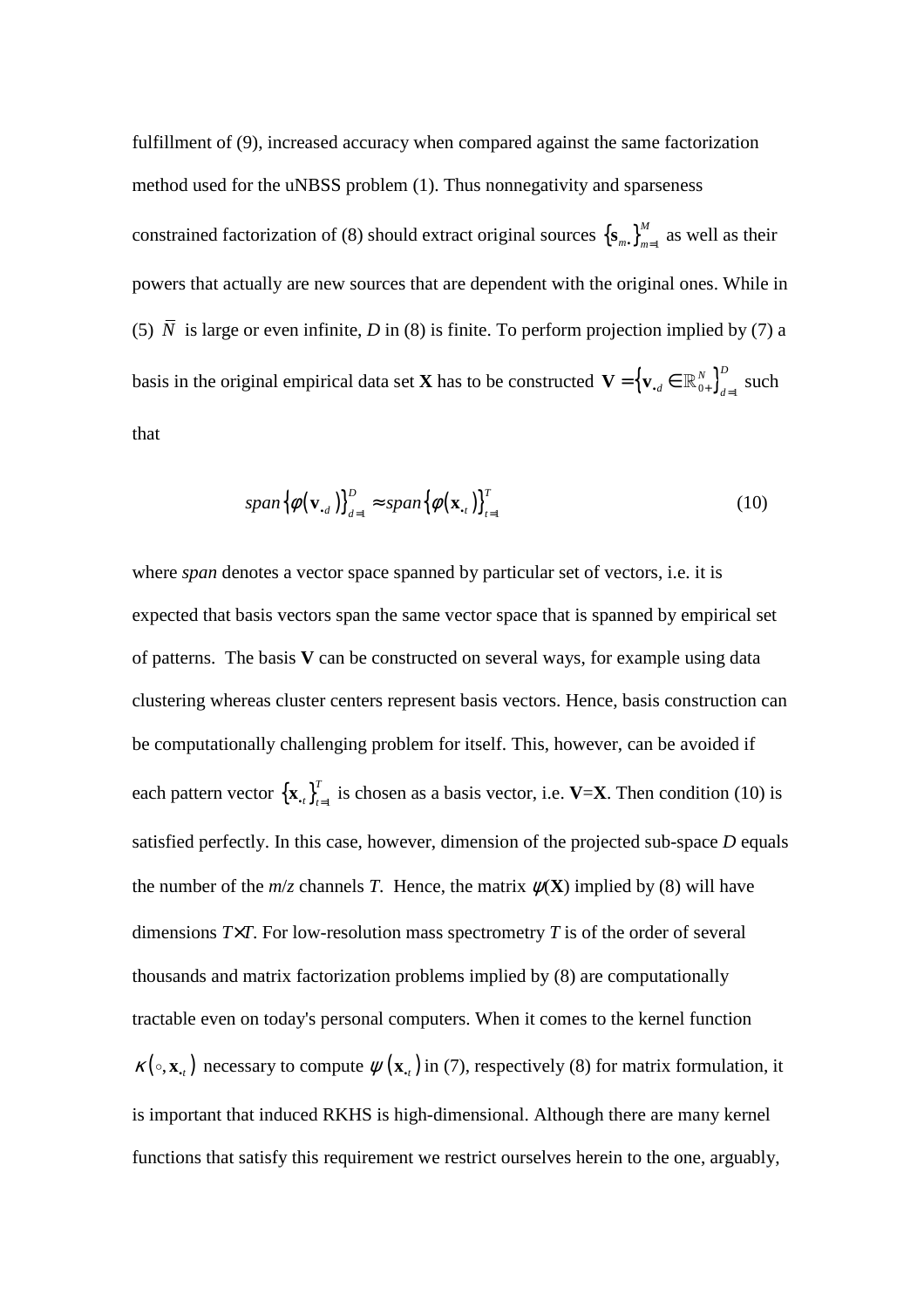fulfillment of (9), increased accuracy when compared against the same factorization method used for the uNBSS problem (1). Thus nonnegativity and sparseness constrained factorization of (8) should extract original sources $\{\mathbf{s}_{m\bullet}\}_{m=1}^{M}$ as well as their powers that actually are new sources that are dependent with the original ones. While in (5) $\bar{N}$ is large or even infinite, *D* in (8) is finite. To perform projection implied by (7) a basis in the original empirical data set **X** has to be constructed $\mathbf{V} = \left\{\mathbf{v}_{\bullet d} \in \mathbb{R}_{0+}^{N}\right\}_{d=1}^{D}$ such that

$$span\left\{\phi\left(\mathbf{v}_{\bullet d}\right)\right\}_{d=1}^{D} \approx span\left\{\phi\left(\mathbf{x}_{\bullet t}\right)\right\}_{t=1}^{T} \tag{10}$$

where *span* denotes a vector space spanned by particular set of vectors, i.e. it is expected that basis vectors span the same vector space that is spanned by empirical set of patterns. The basis **V** can be constructed on several ways, for example using data clustering whereas cluster centers represent basis vectors. Hence, basis construction can be computationally challenging problem for itself. This, however, can be avoided if each pattern vector $\{\mathbf{x}_{\bullet t}\}_{t=1}^{T}$ is chosen as a basis vector, i.e. **V**=**X**. Then condition (10) is satisfied perfectly. In this case, however, dimension of the projected sub-space *D* equals the number of the *m*/*z* channels *T*. Hence, the matrix $\psi(\mathbf{X})$ implied by (8) will have dimensions $T\times T$. For low-resolution mass spectrometry *T* is of the order of several thousands and matrix factorization problems implied by (8) are computationally tractable even on today's personal computers. When it comes to the kernel function $\kappa\left(\circ, \mathbf{x}_{\bullet t}\right)$ necessary to compute $\psi\left(\mathbf{x}_{\bullet t}\right)$ in (7), respectively (8) for matrix formulation, it is important that induced RKHS is high-dimensional. Although there are many kernel functions that satisfy this requirement we restrict ourselves herein to the one, arguably,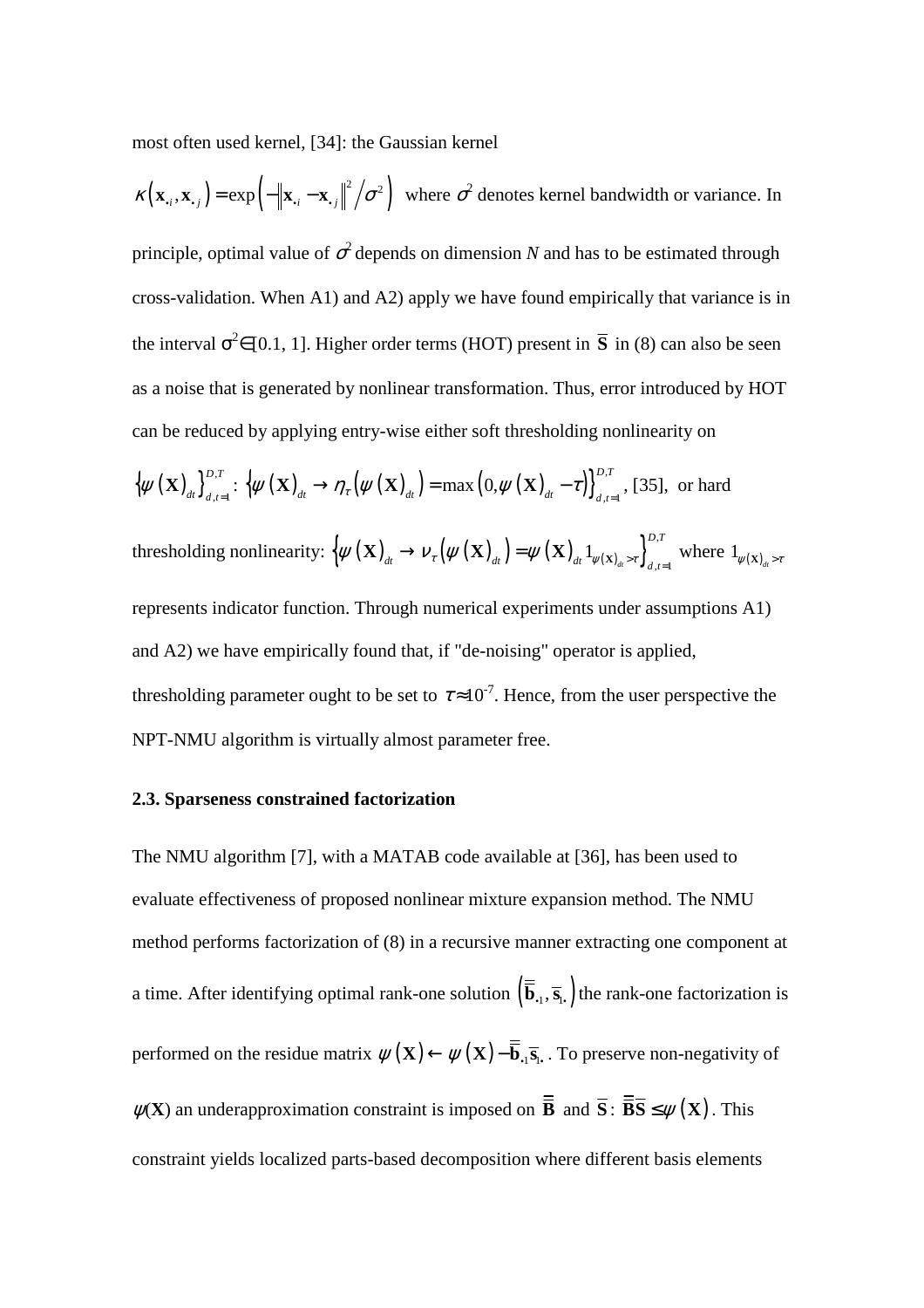most often used kernel, [34]: the Gaussian kernel $\kappa\left(\mathbf{x}_{\bullet i}, \mathbf{x}_{\bullet j}\right) = \exp\left(-\left\|\mathbf{x}_{\bullet i} - \mathbf{x}_{\bullet j}\right\|^2 / \sigma^2\right)$ where $\sigma^2$ denotes kernel bandwidth or variance. In principle, optimal value of $\sigma^2$ depends on dimension $N$ and has to be estimated through cross-validation. When A1) and A2) apply we have found empirically that variance is in the interval $\sigma^2 \in [0.1, 1]$. Higher order terms (HOT) present in $\overline{\mathbf{S}}$ in (8) can also be seen as a noise that is generated by nonlinear transformation. Thus, error introduced by HOT can be reduced by applying entry-wise either soft thresholding nonlinearity on $\left\{\psi\left(\mathbf{X}\right)_{dt}\right\}_{d,t=1}^{D,T}$: $\left\{\psi\left(\mathbf{X}\right)_{dt} \rightarrow \eta_{\tau}\left(\psi\left(\mathbf{X}\right)_{dt}\right) = \max\left(0, \psi\left(\mathbf{X}\right)_{dt} - \tau\right)\right\}_{d,t=1}^{D,T}$, [35], or hard thresholding nonlinearity: $\left\{\psi\left(\mathbf{X}\right)_{dt} \rightarrow \nu_{\tau}\left(\psi\left(\mathbf{X}\right)_{dt}\right) = \psi\left(\mathbf{X}\right)_{dt} 1_{\psi(\mathbf{X})_{dt} > \tau}\right\}_{d,t=1}^{D,T}$ where $1_{\psi(\mathbf{X})_{dt} > \tau}$ represents indicator function. Through numerical experiments under assumptions A1) and A2) we have empirically found that, if "de-noising" operator is applied, thresholding parameter ought to be set to $\tau \approx 10^{-7}$. Hence, from the user perspective the NPT-NMU algorithm is virtually almost parameter free.

### 2.3. Sparseness constrained factorization

The NMU algorithm [7], with a MATAB code available at [36], has been used to evaluate effectiveness of proposed nonlinear mixture expansion method. The NMU method performs factorization of (8) in a recursive manner extracting one component at a time. After identifying optimal rank-one solution $\left(\overline{\overline{\mathbf{b}}}_{\bullet 1}, \overline{\mathbf{s}}_{1\bullet}\right)$ the rank-one factorization is performed on the residue matrix $\psi\left(\mathbf{X}\right) \leftarrow \psi\left(\mathbf{X}\right) - \overline{\overline{\mathbf{b}}}_{\bullet 1}\overline{\mathbf{s}}_{1\bullet}$. To preserve non-negativity of $\psi(\mathbf{X})$ an underapproximation constraint is imposed on $\overline{\overline{\mathbf{B}}}$ and $\overline{\mathbf{S}}$: $\overline{\overline{\mathbf{B}}}\overline{\mathbf{S}} \leq \psi\left(\mathbf{X}\right)$. This constraint yields localized parts-based decomposition where different basis elements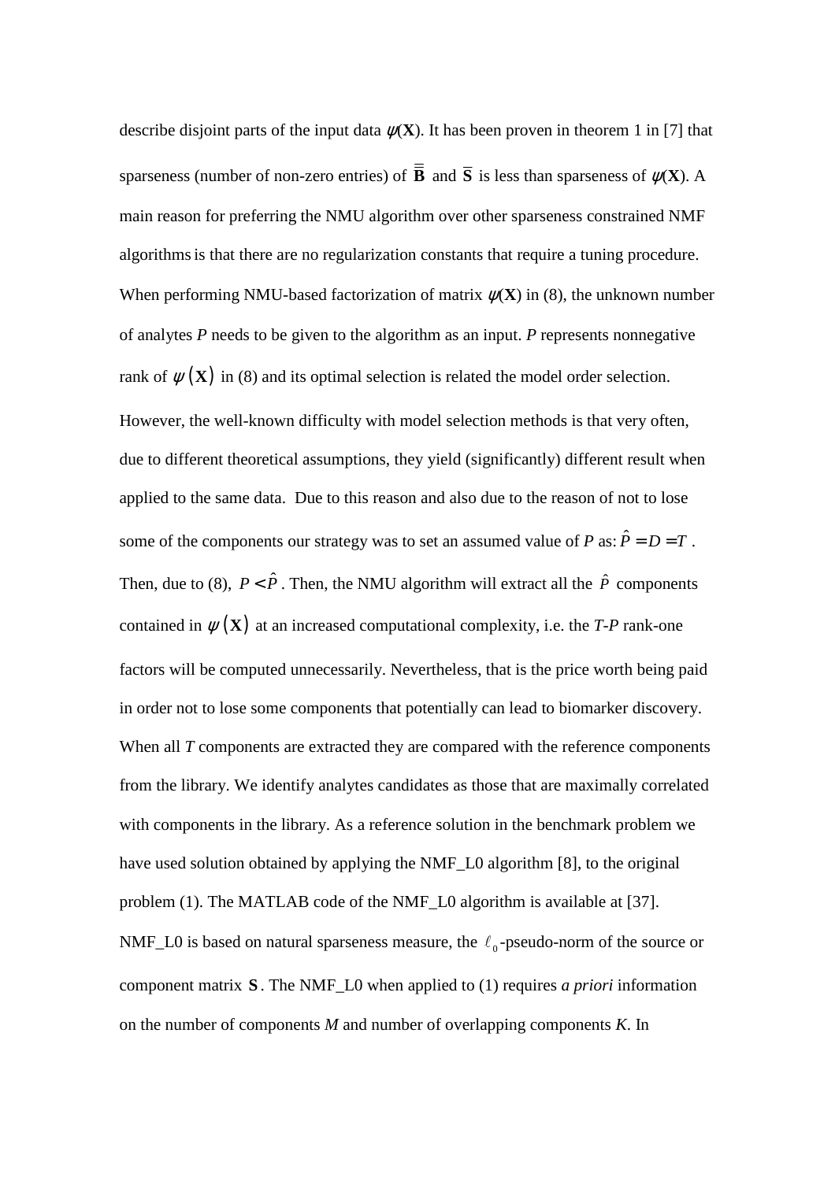describe disjoint parts of the input data $\psi(\mathbf{X})$. It has been proven in theorem 1 in [7] that sparseness (number of non-zero entries) of $\overline{\overline{\mathbf{B}}}$ and $\overline{\mathbf{S}}$ is less than sparseness of $\psi(\mathbf{X})$. A main reason for preferring the NMU algorithm over other sparseness constrained NMF algorithms is that there are no regularization constants that require a tuning procedure. When performing NMU-based factorization of matrix $\psi(\mathbf{X})$ in (8), the unknown number of analytes $P$ needs to be given to the algorithm as an input. $P$ represents nonnegative rank of $\psi(\mathbf{X})$ in (8) and its optimal selection is related the model order selection. However, the well-known difficulty with model selection methods is that very often, due to different theoretical assumptions, they yield (significantly) different result when applied to the same data. Due to this reason and also due to the reason of not to lose some of the components our strategy was to set an assumed value of $P$ as: $\hat{P} = D = T$. Then, due to (8), $P < \hat{P}$. Then, the NMU algorithm will extract all the $\hat{P}$ components contained in $\psi(\mathbf{X})$ at an increased computational complexity, i.e. the $T$-$P$ rank-one factors will be computed unnecessarily. Nevertheless, that is the price worth being paid in order not to lose some components that potentially can lead to biomarker discovery. When all $T$ components are extracted they are compared with the reference components from the library. We identify analytes candidates as those that are maximally correlated with components in the library. As a reference solution in the benchmark problem we have used solution obtained by applying the NMF_L0 algorithm [8], to the original problem (1). The MATLAB code of the NMF_L0 algorithm is available at [37]. NMF_L0 is based on natural sparseness measure, the $\ell_0$-pseudo-norm of the source or component matrix $\mathbf{S}$. The NMF_L0 when applied to (1) requires *a priori* information on the number of components $M$ and number of overlapping components $K$. In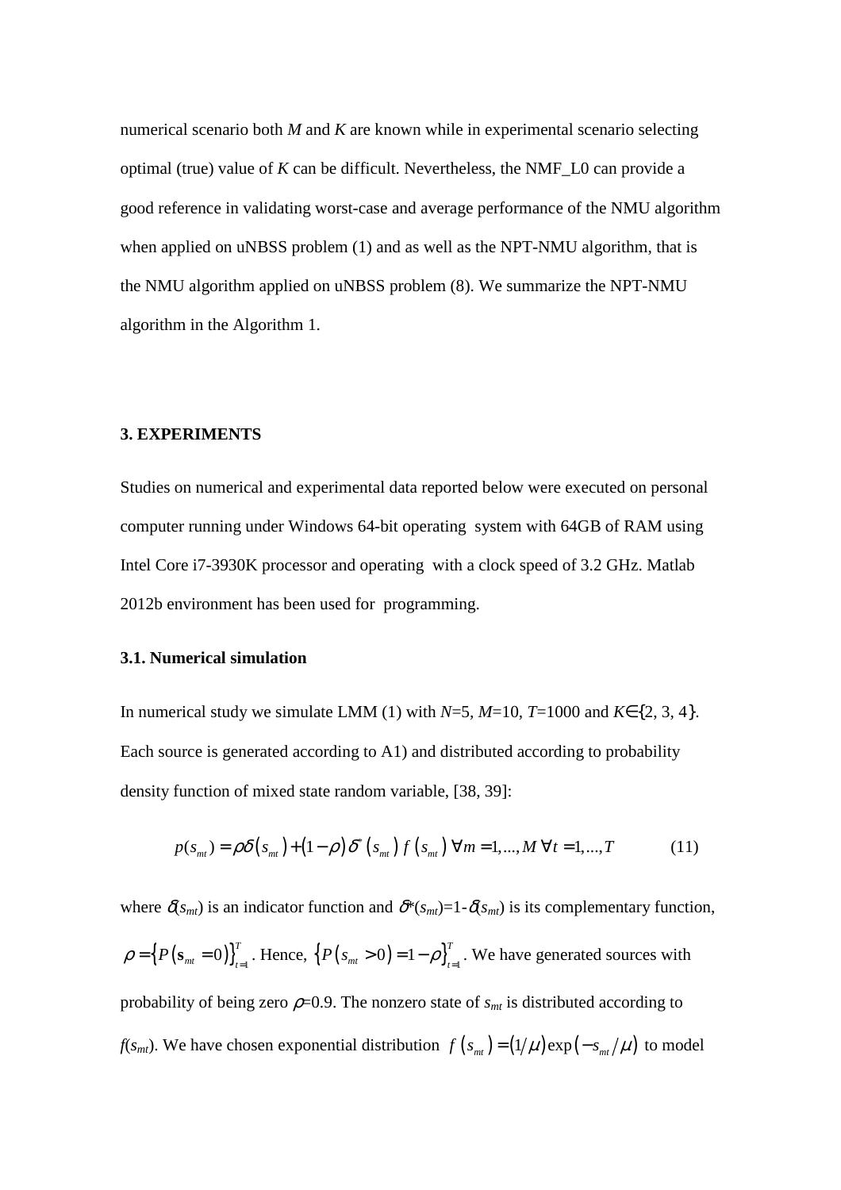numerical scenario both $M$ and $K$ are known while in experimental scenario selecting optimal (true) value of $K$ can be difficult. Nevertheless, the NMF_L0 can provide a good reference in validating worst-case and average performance of the NMU algorithm when applied on uNBSS problem (1) and as well as the NPT-NMU algorithm, that is the NMU algorithm applied on uNBSS problem (8). We summarize the NPT-NMU algorithm in the Algorithm 1.

### 3. EXPERIMENTS

Studies on numerical and experimental data reported below were executed on personal computer running under Windows 64-bit operating system with 64GB of RAM using Intel Core i7-3930K processor and operating with a clock speed of 3.2 GHz. Matlab 2012b environment has been used for programming.

#### 3.1. Numerical simulation

In numerical study we simulate LMM (1) with $N$=5, $M$=10, $T$=1000 and $K\in\{2, 3, 4\}$. Each source is generated according to A1) and distributed according to probability density function of mixed state random variable, [38, 39]:

$$p(s_{mt}) = \rho\delta(s_{mt}) + (1-\rho)\delta^{*}(s_{mt})\, f(s_{mt})\ \forall m = 1,...,M\ \forall t = 1,...,T \tag{11}$$

where $\delta(s_{mt})$ is an indicator function and $\delta^{*}(s_{mt})$=1-$\delta(s_{mt})$ is its complementary function, $\rho = \{P(\mathbf{s}_{mt} = 0)\}_{t=1}^{T}$. Hence, $\{P(s_{mt} > 0) = 1-\rho\}_{t=1}^{T}$. We have generated sources with probability of being zero $\rho$=0.9. The nonzero state of $s_{mt}$ is distributed according to $f(s_{mt})$. We have chosen exponential distribution $f(s_{mt}) = (1/\mu)\exp(-s_{mt}/\mu)$ to model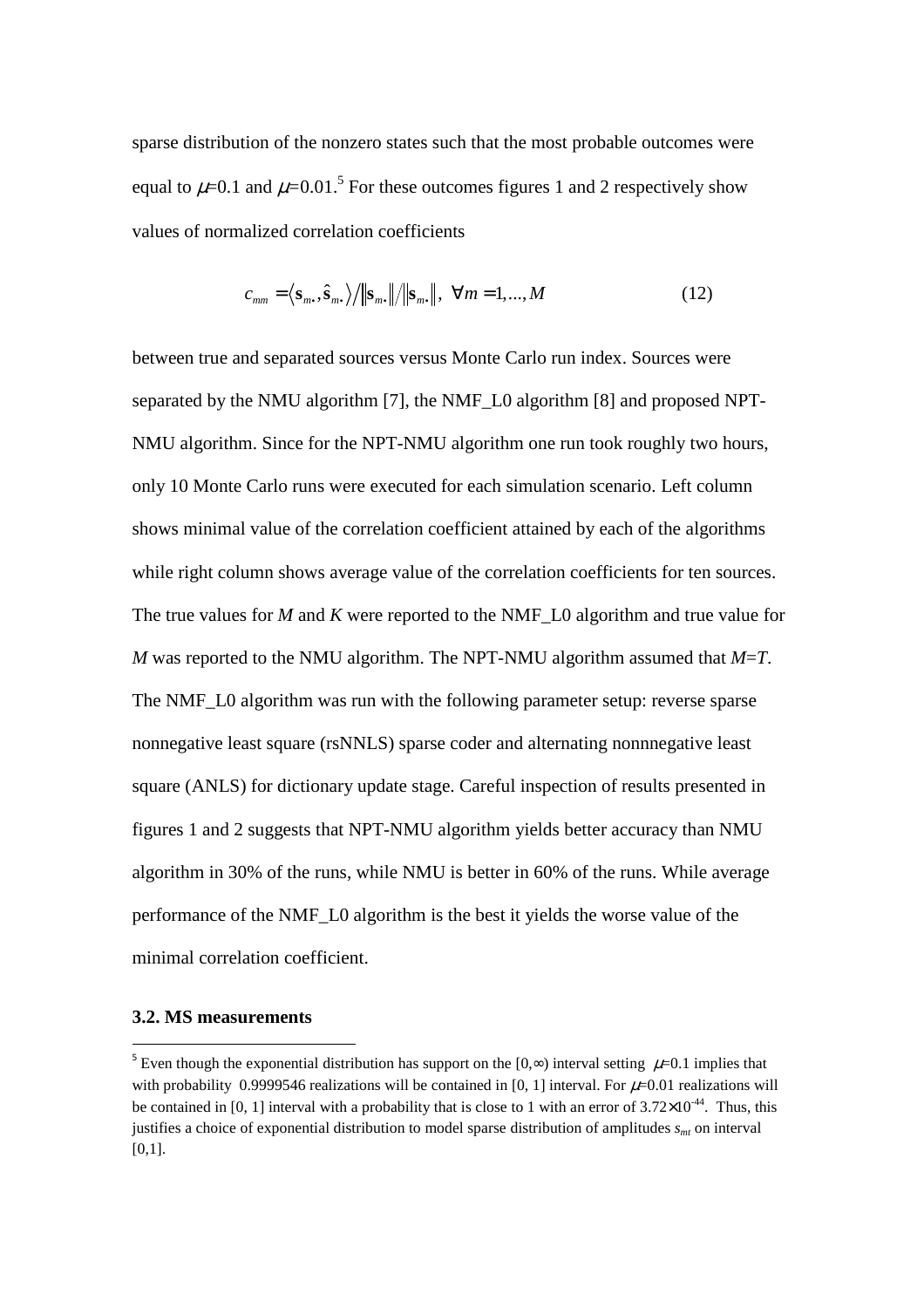sparse distribution of the nonzero states such that the most probable outcomes were equal to $\mu$=0.1 and $\mu$=0.01.[5] For these outcomes figures 1 and 2 respectively show values of normalized correlation coefficients

$$c_{mm} = \langle \mathbf{s}_{m\cdot}, \hat{\mathbf{s}}_{m\cdot} \rangle / \|\mathbf{s}_{m\cdot}\| / \|\mathbf{s}_{m\cdot}\|, \ \forall m = 1, ..., M \tag{12}$$

between true and separated sources versus Monte Carlo run index. Sources were separated by the NMU algorithm [7], the NMF_L0 algorithm [8] and proposed NPT-NMU algorithm. Since for the NPT-NMU algorithm one run took roughly two hours, only 10 Monte Carlo runs were executed for each simulation scenario. Left column shows minimal value of the correlation coefficient attained by each of the algorithms while right column shows average value of the correlation coefficients for ten sources. The true values for $M$ and $K$ were reported to the NMF_L0 algorithm and true value for $M$ was reported to the NMU algorithm. The NPT-NMU algorithm assumed that $M$=$T$. The NMF_L0 algorithm was run with the following parameter setup: reverse sparse nonnegative least square (rsNNLS) sparse coder and alternating nonnnegative least square (ANLS) for dictionary update stage. Careful inspection of results presented in figures 1 and 2 suggests that NPT-NMU algorithm yields better accuracy than NMU algorithm in 30% of the runs, while NMU is better in 60% of the runs. While average performance of the NMF_L0 algorithm is the best it yields the worse value of the minimal correlation coefficient.

### 3.2. MS measurements

[5] Even though the exponential distribution has support on the $[0,\infty)$ interval setting $\mu$=0.1 implies that with probability 0.9999546 realizations will be contained in [0, 1] interval. For $\mu$=0.01 realizations will be contained in [0, 1] interval with a probability that is close to 1 with an error of $3.72\times10^{-44}$. Thus, this justifies a choice of exponential distribution to model sparse distribution of amplitudes $s_{mt}$ on interval [0,1].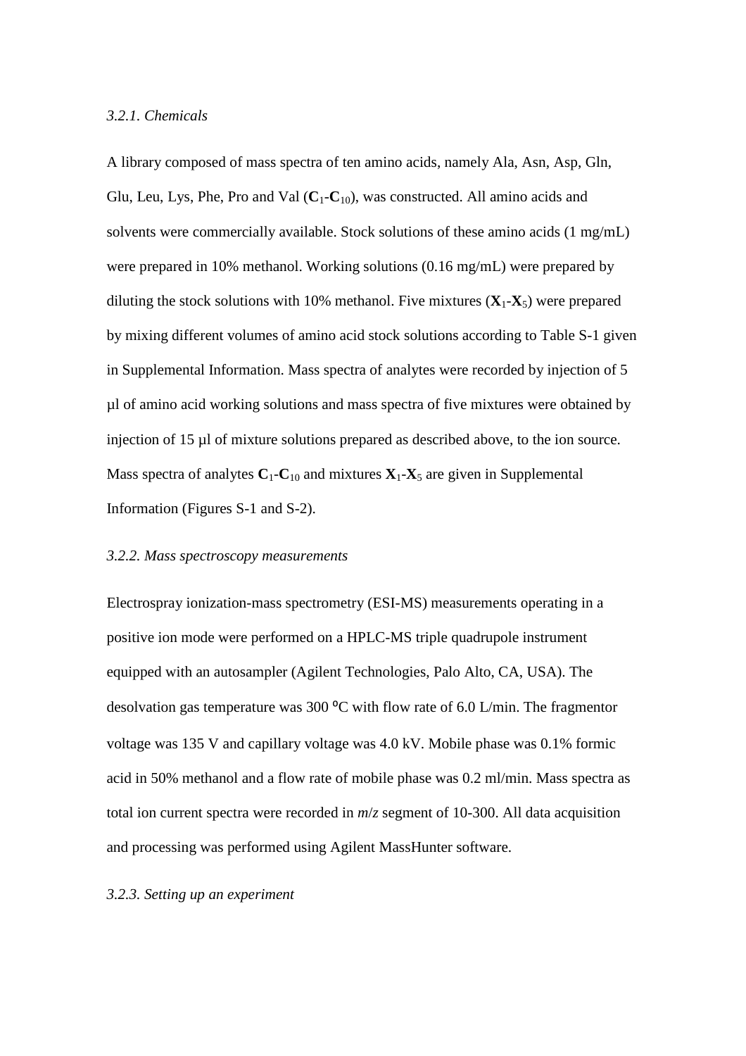*3.2.1. Chemicals*

A library composed of mass spectra of ten amino acids, namely Ala, Asn, Asp, Gln, Glu, Leu, Lys, Phe, Pro and Val ($\mathbf{C}_1$-$\mathbf{C}_{10}$), was constructed. All amino acids and solvents were commercially available. Stock solutions of these amino acids (1 mg/mL) were prepared in 10% methanol. Working solutions (0.16 mg/mL) were prepared by diluting the stock solutions with 10% methanol. Five mixtures ($\mathbf{X}_1$-$\mathbf{X}_5$) were prepared by mixing different volumes of amino acid stock solutions according to Table S-1 given in Supplemental Information. Mass spectra of analytes were recorded by injection of 5 µl of amino acid working solutions and mass spectra of five mixtures were obtained by injection of 15 µl of mixture solutions prepared as described above, to the ion source. Mass spectra of analytes $\mathbf{C}_1$-$\mathbf{C}_{10}$ and mixtures $\mathbf{X}_1$-$\mathbf{X}_5$ are given in Supplemental Information (Figures S-1 and S-2).

*3.2.2. Mass spectroscopy measurements*

Electrospray ionization-mass spectrometry (ESI-MS) measurements operating in a positive ion mode were performed on a HPLC-MS triple quadrupole instrument equipped with an autosampler (Agilent Technologies, Palo Alto, CA, USA). The desolvation gas temperature was 300 ºC with flow rate of 6.0 L/min. The fragmentor voltage was 135 V and capillary voltage was 4.0 kV. Mobile phase was 0.1% formic acid in 50% methanol and a flow rate of mobile phase was 0.2 ml/min. Mass spectra as total ion current spectra were recorded in *m*/*z* segment of 10-300. All data acquisition and processing was performed using Agilent MassHunter software.

*3.2.3. Setting up an experiment*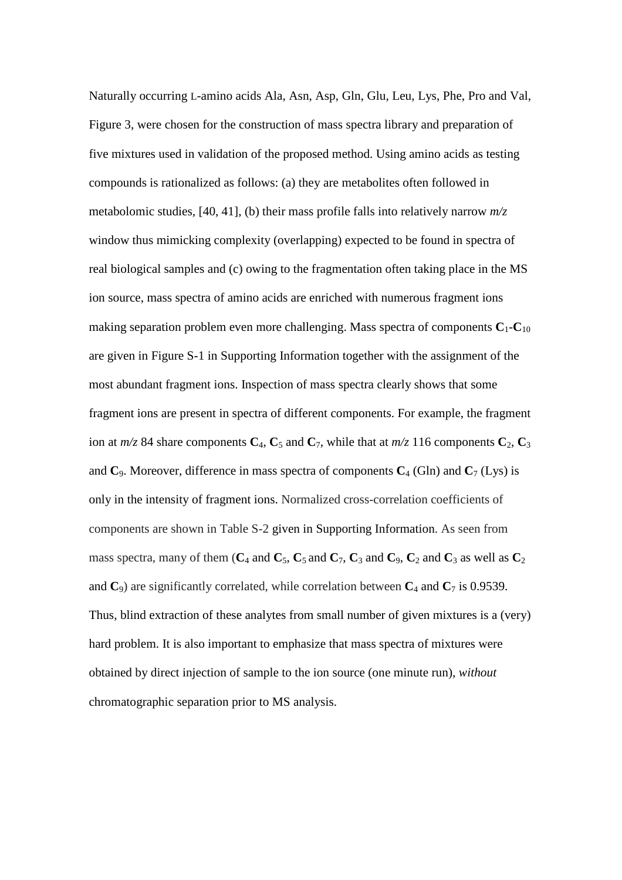Naturally occurring L-amino acids Ala, Asn, Asp, Gln, Glu, Leu, Lys, Phe, Pro and Val, Figure 3, were chosen for the construction of mass spectra library and preparation of five mixtures used in validation of the proposed method. Using amino acids as testing compounds is rationalized as follows: (a) they are metabolites often followed in metabolomic studies, [40, 41], (b) their mass profile falls into relatively narrow *m/z* window thus mimicking complexity (overlapping) expected to be found in spectra of real biological samples and (c) owing to the fragmentation often taking place in the MS ion source, mass spectra of amino acids are enriched with numerous fragment ions making separation problem even more challenging. Mass spectra of components $\mathbf{C}_1$-$\mathbf{C}_{10}$ are given in Figure S-1 in Supporting Information together with the assignment of the most abundant fragment ions. Inspection of mass spectra clearly shows that some fragment ions are present in spectra of different components. For example, the fragment ion at *m/z* 84 share components $\mathbf{C}_4$, $\mathbf{C}_5$ and $\mathbf{C}_7$, while that at *m/z* 116 components $\mathbf{C}_2$, $\mathbf{C}_3$ and $\mathbf{C}_9$. Moreover, difference in mass spectra of components $\mathbf{C}_4$ (Gln) and $\mathbf{C}_7$ (Lys) is only in the intensity of fragment ions. Normalized cross-correlation coefficients of components are shown in Table S-2 given in Supporting Information. As seen from mass spectra, many of them ($\mathbf{C}_4$ and $\mathbf{C}_5$, $\mathbf{C}_5$ and $\mathbf{C}_7$, $\mathbf{C}_3$ and $\mathbf{C}_9$, $\mathbf{C}_2$ and $\mathbf{C}_3$ as well as $\mathbf{C}_2$ and $\mathbf{C}_9$) are significantly correlated, while correlation between $\mathbf{C}_4$ and $\mathbf{C}_7$ is 0.9539. Thus, blind extraction of these analytes from small number of given mixtures is a (very) hard problem. It is also important to emphasize that mass spectra of mixtures were obtained by direct injection of sample to the ion source (one minute run), *without* chromatographic separation prior to MS analysis.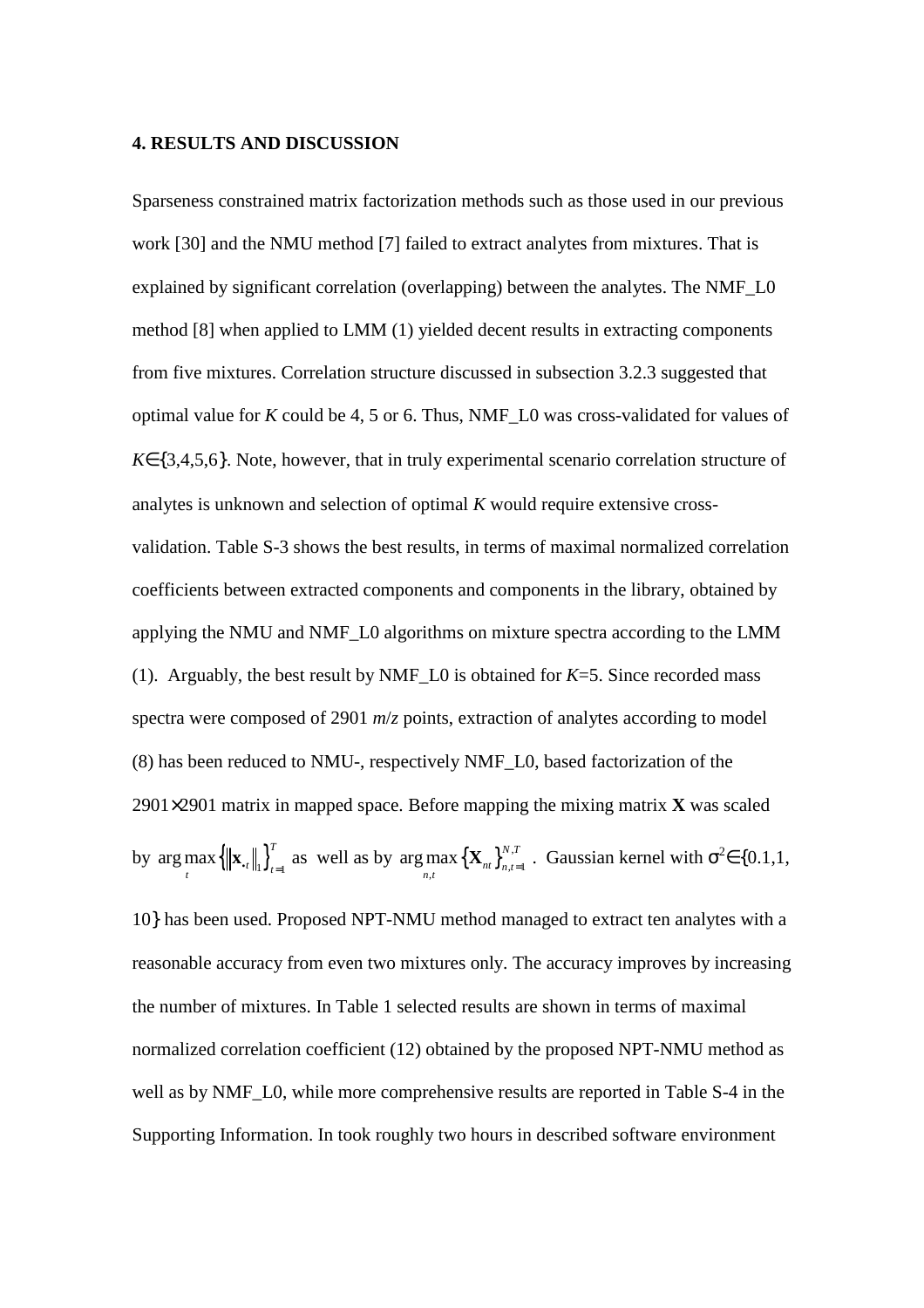## 4. RESULTS AND DISCUSSION

Sparseness constrained matrix factorization methods such as those used in our previous work [30] and the NMU method [7] failed to extract analytes from mixtures. That is explained by significant correlation (overlapping) between the analytes. The NMF_L0 method [8] when applied to LMM (1) yielded decent results in extracting components from five mixtures. Correlation structure discussed in subsection 3.2.3 suggested that optimal value for $K$ could be 4, 5 or 6. Thus, NMF_L0 was cross-validated for values of $K \in \{3,4,5,6\}$. Note, however, that in truly experimental scenario correlation structure of analytes is unknown and selection of optimal $K$ would require extensive cross-validation. Table S-3 shows the best results, in terms of maximal normalized correlation coefficients between extracted components and components in the library, obtained by applying the NMU and NMF_L0 algorithms on mixture spectra according to the LMM (1). Arguably, the best result by NMF_L0 is obtained for $K$=5. Since recorded mass spectra were composed of 2901 $m/z$ points, extraction of analytes according to model (8) has been reduced to NMU-, respectively NMF_L0, based factorization of the $2901 \times 2901$ matrix in mapped space. Before mapping the mixing matrix $\mathbf{X}$ was scaled by $\arg\max_{t} \left\{ \left\| \mathbf{x}_{\bullet t} \right\|_1 \right\}_{t=1}^{T}$ as well as by $\arg\max_{n,t} \left\{ \mathbf{X}_{nt} \right\}_{n,t=1}^{N,T}$. Gaussian kernel with $\sigma^2 \in \{0.1, 1, 10\}$ has been used. Proposed NPT-NMU method managed to extract ten analytes with a reasonable accuracy from even two mixtures only. The accuracy improves by increasing the number of mixtures. In Table 1 selected results are shown in terms of maximal normalized correlation coefficient (12) obtained by the proposed NPT-NMU method as well as by NMF_L0, while more comprehensive results are reported in Table S-4 in the Supporting Information. In took roughly two hours in described software environment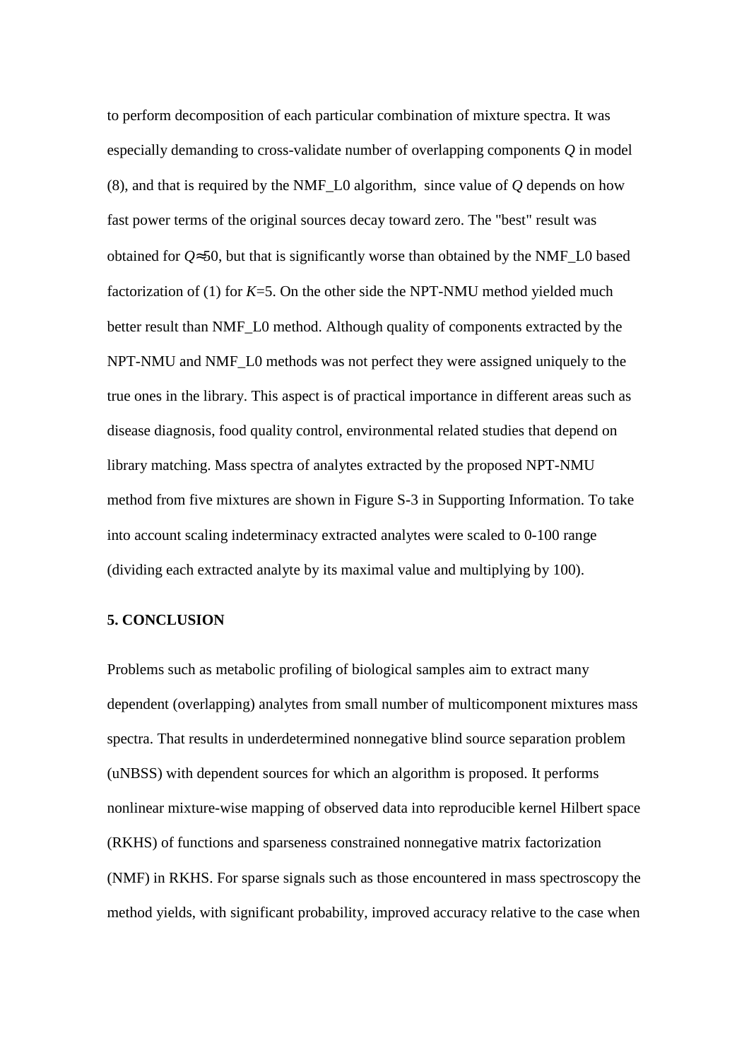to perform decomposition of each particular combination of mixture spectra. It was especially demanding to cross-validate number of overlapping components $Q$ in model (8), and that is required by the NMF_L0 algorithm, since value of $Q$ depends on how fast power terms of the original sources decay toward zero. The "best" result was obtained for $Q \approx 50$, but that is significantly worse than obtained by the NMF_L0 based factorization of (1) for $K$=5. On the other side the NPT-NMU method yielded much better result than NMF_L0 method. Although quality of components extracted by the NPT-NMU and NMF_L0 methods was not perfect they were assigned uniquely to the true ones in the library. This aspect is of practical importance in different areas such as disease diagnosis, food quality control, environmental related studies that depend on library matching. Mass spectra of analytes extracted by the proposed NPT-NMU method from five mixtures are shown in Figure S-3 in Supporting Information. To take into account scaling indeterminacy extracted analytes were scaled to 0-100 range (dividing each extracted analyte by its maximal value and multiplying by 100).

## 5. CONCLUSION

Problems such as metabolic profiling of biological samples aim to extract many dependent (overlapping) analytes from small number of multicomponent mixtures mass spectra. That results in underdetermined nonnegative blind source separation problem (uNBSS) with dependent sources for which an algorithm is proposed. It performs nonlinear mixture-wise mapping of observed data into reproducible kernel Hilbert space (RKHS) of functions and sparseness constrained nonnegative matrix factorization (NMF) in RKHS. For sparse signals such as those encountered in mass spectroscopy the method yields, with significant probability, improved accuracy relative to the case when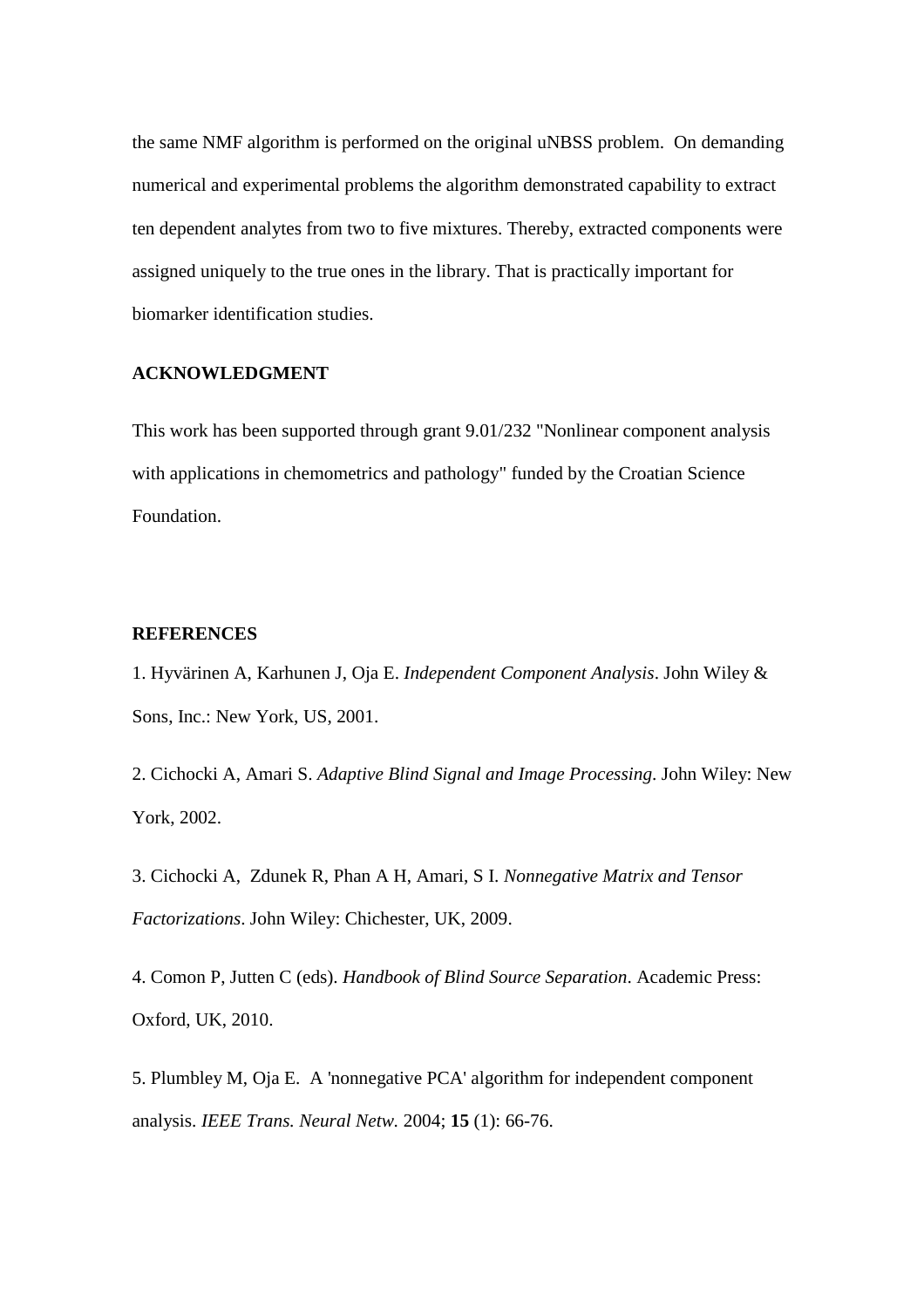the same NMF algorithm is performed on the original uNBSS problem. On demanding numerical and experimental problems the algorithm demonstrated capability to extract ten dependent analytes from two to five mixtures. Thereby, extracted components were assigned uniquely to the true ones in the library. That is practically important for biomarker identification studies.

## ACKNOWLEDGMENT

This work has been supported through grant 9.01/232 "Nonlinear component analysis with applications in chemometrics and pathology" funded by the Croatian Science Foundation.

## REFERENCES

1. Hyvärinen A, Karhunen J, Oja E. *Independent Component Analysis*. John Wiley & Sons, Inc.: New York, US, 2001.

2. Cichocki A, Amari S. *Adaptive Blind Signal and Image Processing*. John Wiley: New York, 2002.

3. Cichocki A, Zdunek R, Phan A H, Amari, S I. *Nonnegative Matrix and Tensor Factorizations*. John Wiley: Chichester, UK, 2009.

4. Comon P, Jutten C (eds). *Handbook of Blind Source Separation*. Academic Press: Oxford, UK, 2010.

5. Plumbley M, Oja E. A 'nonnegative PCA' algorithm for independent component analysis. *IEEE Trans. Neural Netw.* 2004; **15** (1): 66-76.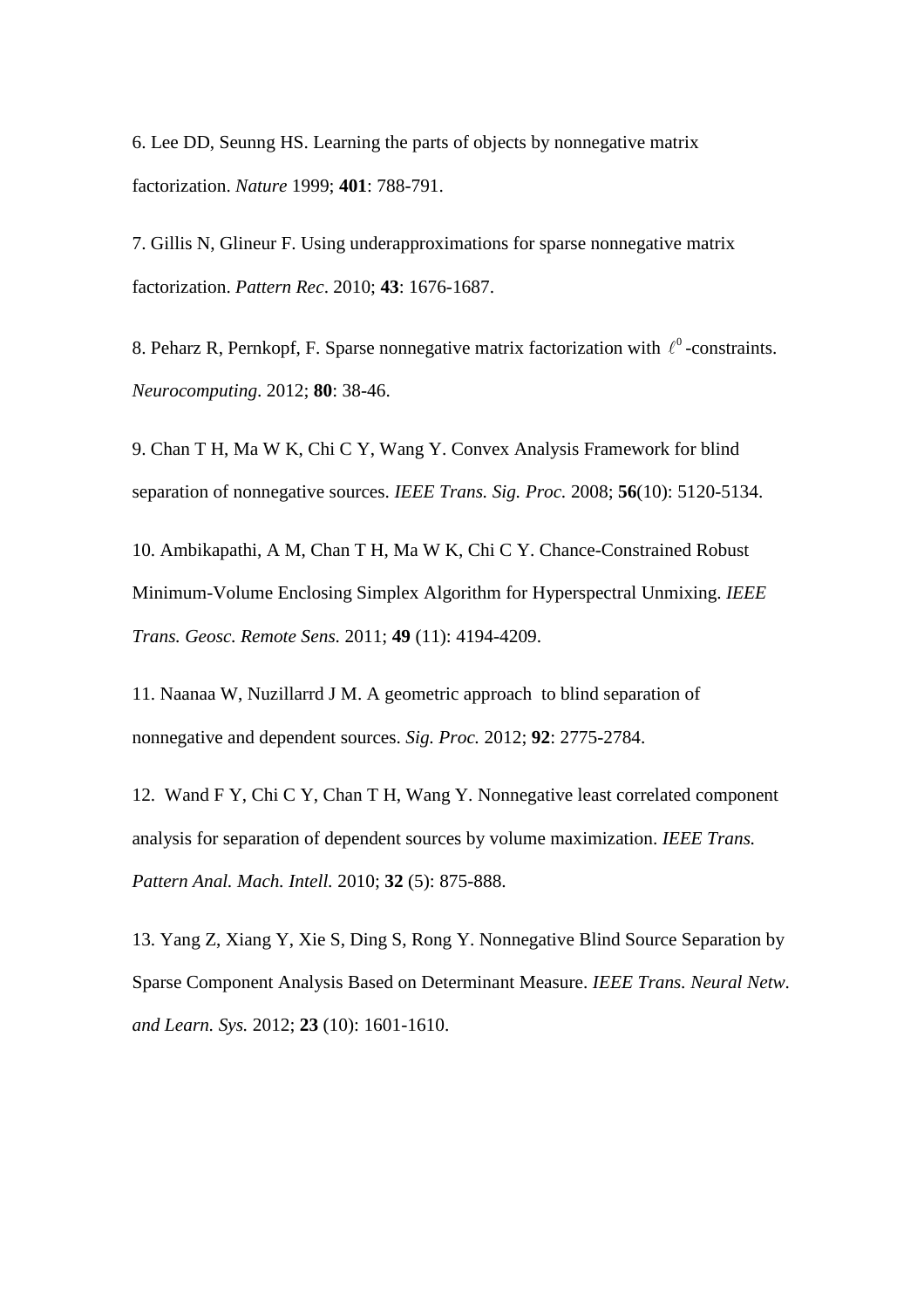6. Lee DD, Seunng HS. Learning the parts of objects by nonnegative matrix factorization. *Nature* 1999; **401**: 788-791.

7. Gillis N, Glineur F. Using underapproximations for sparse nonnegative matrix factorization. *Pattern Rec*. 2010; **43**: 1676-1687.

8. Peharz R, Pernkopf, F. Sparse nonnegative matrix factorization with $\ell^0$-constraints. *Neurocomputing*. 2012; **80**: 38-46.

9. Chan T H, Ma W K, Chi C Y, Wang Y. Convex Analysis Framework for blind separation of nonnegative sources. *IEEE Trans. Sig. Proc.* 2008; **56**(10): 5120-5134.

10. Ambikapathi, A M, Chan T H, Ma W K, Chi C Y. Chance-Constrained Robust Minimum-Volume Enclosing Simplex Algorithm for Hyperspectral Unmixing. *IEEE Trans. Geosc. Remote Sens.* 2011; **49** (11): 4194-4209.

11. Naanaa W, Nuzillarrd J M. A geometric approach to blind separation of nonnegative and dependent sources. *Sig. Proc.* 2012; **92**: 2775-2784.

12. Wand F Y, Chi C Y, Chan T H, Wang Y. Nonnegative least correlated component analysis for separation of dependent sources by volume maximization. *IEEE Trans. Pattern Anal. Mach. Intell.* 2010; **32** (5): 875-888.

13. Yang Z, Xiang Y, Xie S, Ding S, Rong Y. Nonnegative Blind Source Separation by Sparse Component Analysis Based on Determinant Measure. *IEEE Trans. Neural Netw. and Learn. Sys.* 2012; **23** (10): 1601-1610.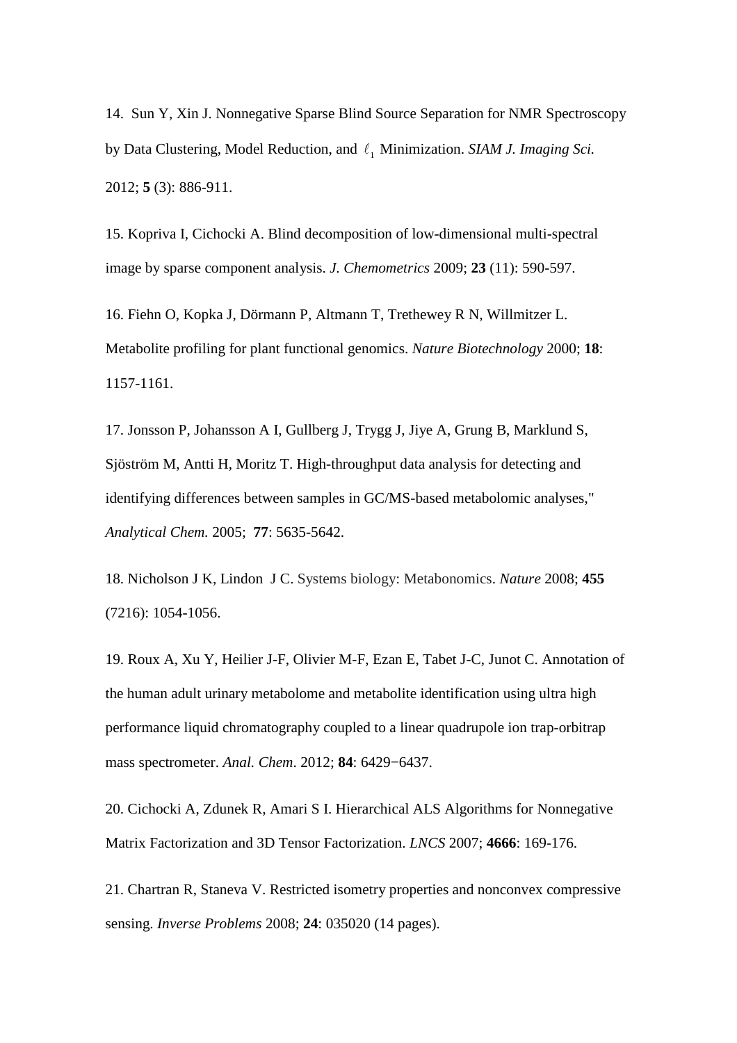14. Sun Y, Xin J. Nonnegative Sparse Blind Source Separation for NMR Spectroscopy by Data Clustering, Model Reduction, and $\ell_1$ Minimization. *SIAM J. Imaging Sci.* 2012; **5** (3): 886-911.

15. Kopriva I, Cichocki A. Blind decomposition of low-dimensional multi-spectral image by sparse component analysis. *J. Chemometrics* 2009; **23** (11): 590-597.

16. Fiehn O, Kopka J, Dörmann P, Altmann T, Trethewey R N, Willmitzer L. Metabolite profiling for plant functional genomics. *Nature Biotechnology* 2000; **18**: 1157-1161.

17. Jonsson P, Johansson A I, Gullberg J, Trygg J, Jiye A, Grung B, Marklund S, Sjöström M, Antti H, Moritz T. High-throughput data analysis for detecting and identifying differences between samples in GC/MS-based metabolomic analyses," *Analytical Chem.* 2005; **77**: 5635-5642.

18. Nicholson J K, Lindon J C. Systems biology: Metabonomics. *Nature* 2008; **455** (7216): 1054-1056.

19. Roux A, Xu Y, Heilier J-F, Olivier M-F, Ezan E, Tabet J-C, Junot C. Annotation of the human adult urinary metabolome and metabolite identification using ultra high performance liquid chromatography coupled to a linear quadrupole ion trap-orbitrap mass spectrometer. *Anal. Chem*. 2012; **84**: 6429−6437.

20. Cichocki A, Zdunek R, Amari S I. Hierarchical ALS Algorithms for Nonnegative Matrix Factorization and 3D Tensor Factorization. *LNCS* 2007; **4666**: 169-176.

21. Chartran R, Staneva V. Restricted isometry properties and nonconvex compressive sensing. *Inverse Problems* 2008; **24**: 035020 (14 pages).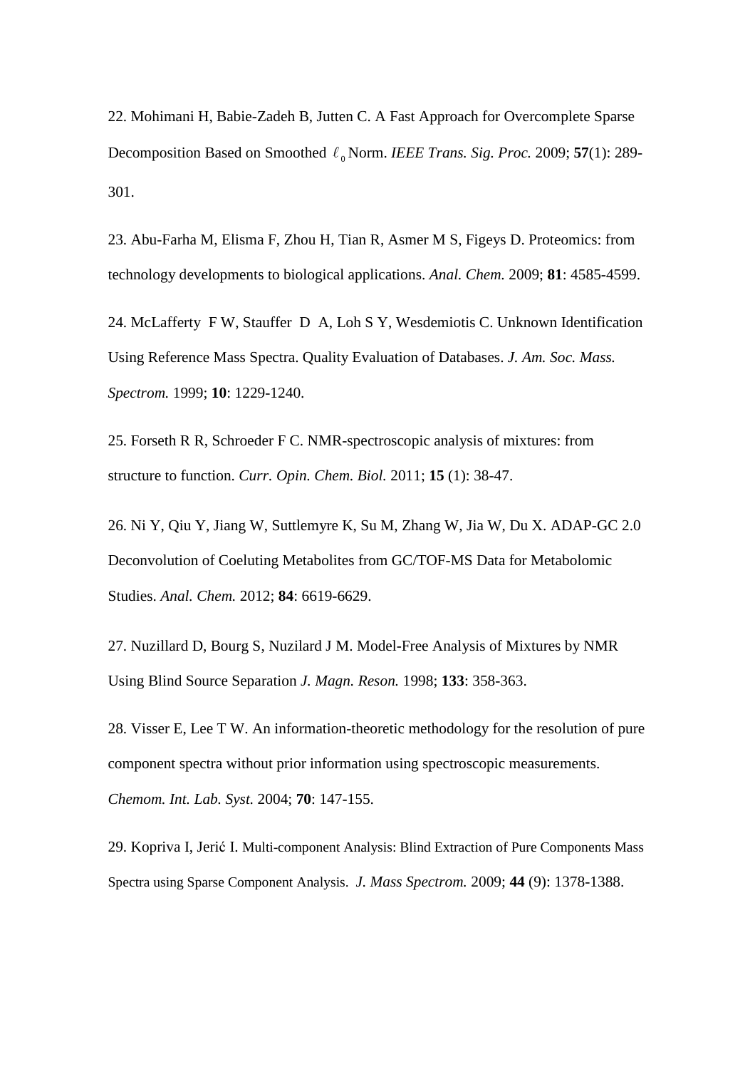22. Mohimani H, Babie-Zadeh B, Jutten C. A Fast Approach for Overcomplete Sparse Decomposition Based on Smoothed $\ell_0$ Norm. *IEEE Trans. Sig. Proc.* 2009; **57**(1): 289-301.

23. Abu-Farha M, Elisma F, Zhou H, Tian R, Asmer M S, Figeys D. Proteomics: from technology developments to biological applications. *Anal. Chem.* 2009; **81**: 4585-4599.

24. McLafferty F W, Stauffer D A, Loh S Y, Wesdemiotis C. Unknown Identification Using Reference Mass Spectra. Quality Evaluation of Databases. *J. Am. Soc. Mass. Spectrom.* 1999; **10**: 1229-1240.

25. Forseth R R, Schroeder F C. NMR-spectroscopic analysis of mixtures: from structure to function. *Curr. Opin. Chem. Biol.* 2011; **15** (1): 38-47.

26. Ni Y, Qiu Y, Jiang W, Suttlemyre K, Su M, Zhang W, Jia W, Du X. ADAP-GC 2.0 Deconvolution of Coeluting Metabolites from GC/TOF-MS Data for Metabolomic Studies. *Anal. Chem.* 2012; **84**: 6619-6629.

27. Nuzillard D, Bourg S, Nuzilard J M. Model-Free Analysis of Mixtures by NMR Using Blind Source Separation *J. Magn. Reson.* 1998; **133**: 358-363.

28. Visser E, Lee T W. An information-theoretic methodology for the resolution of pure component spectra without prior information using spectroscopic measurements. *Chemom. Int. Lab. Syst.* 2004; **70**: 147-155.

29. Kopriva I, Jerić I. Multi-component Analysis: Blind Extraction of Pure Components Mass Spectra using Sparse Component Analysis. *J. Mass Spectrom.* 2009; **44** (9): 1378-1388.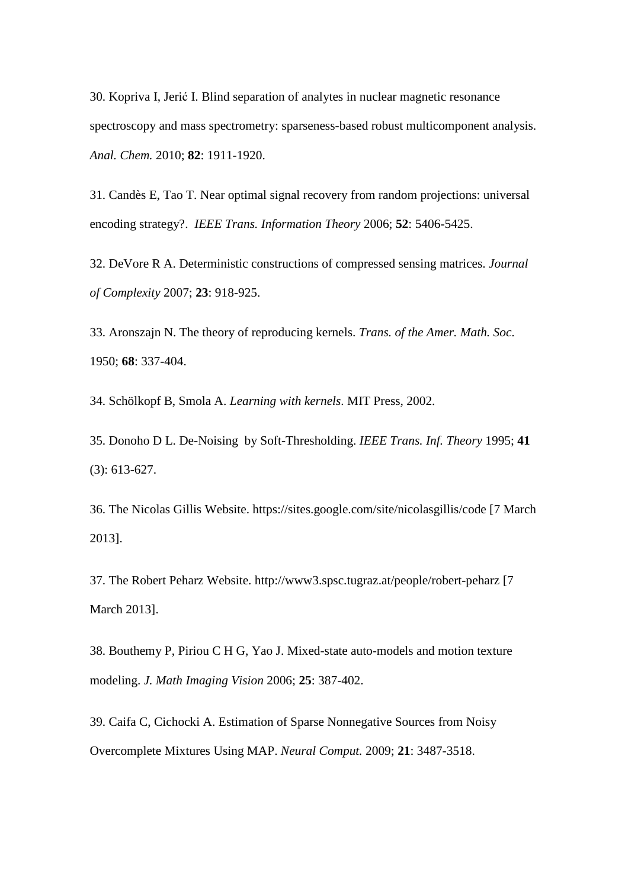30. Kopriva I, Jerić I. Blind separation of analytes in nuclear magnetic resonance spectroscopy and mass spectrometry: sparseness-based robust multicomponent analysis. *Anal. Chem.* 2010; **82**: 1911-1920.

31. Candès E, Tao T. Near optimal signal recovery from random projections: universal encoding strategy?. *IEEE Trans. Information Theory* 2006; **52**: 5406-5425.

32. DeVore R A. Deterministic constructions of compressed sensing matrices. *Journal of Complexity* 2007; **23**: 918-925.

33. Aronszajn N. The theory of reproducing kernels. *Trans. of the Amer. Math. Soc*. 1950; **68**: 337-404.

34. Schölkopf B, Smola A. *Learning with kernels*. MIT Press, 2002.

35. Donoho D L. De-Noising by Soft-Thresholding. *IEEE Trans. Inf. Theory* 1995; **41** (3): 613-627.

36. The Nicolas Gillis Website. https://sites.google.com/site/nicolasgillis/code [7 March 2013].

37. The Robert Peharz Website. http://www3.spsc.tugraz.at/people/robert-peharz [7 March 2013].

38. Bouthemy P, Piriou C H G, Yao J. Mixed-state auto-models and motion texture modeling. *J. Math Imaging Vision* 2006; **25**: 387-402.

39. Caifa C, Cichocki A. Estimation of Sparse Nonnegative Sources from Noisy Overcomplete Mixtures Using MAP. *Neural Comput.* 2009; **21**: 3487-3518.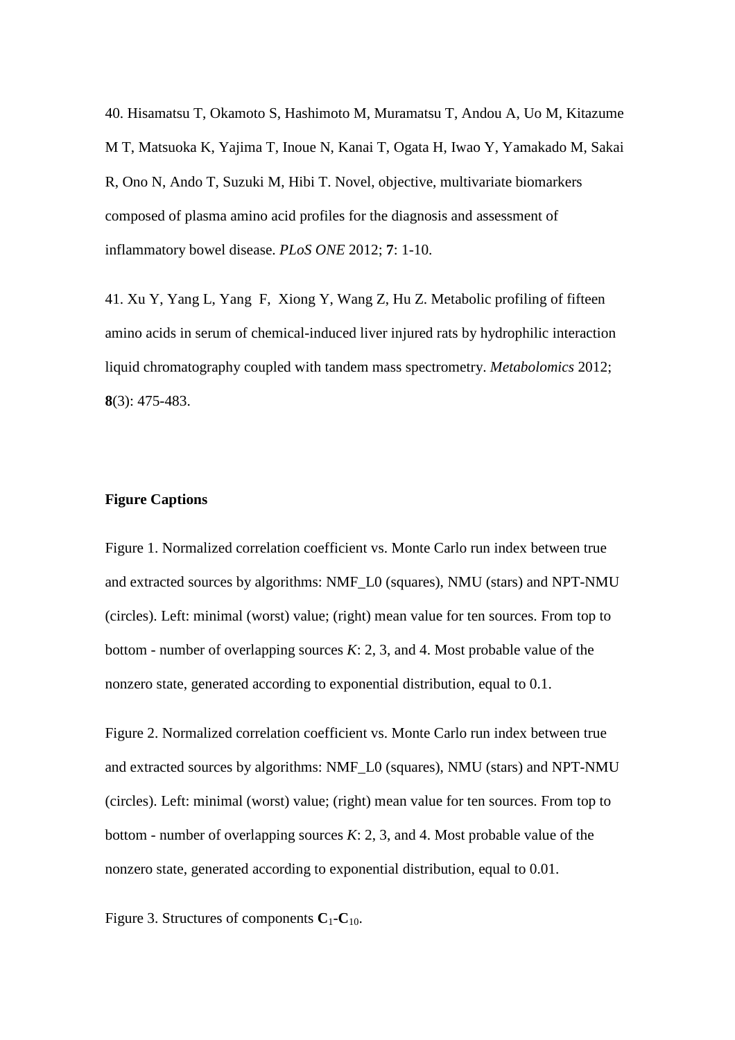40. Hisamatsu T, Okamoto S, Hashimoto M, Muramatsu T, Andou A, Uo M, Kitazume M T, Matsuoka K, Yajima T, Inoue N, Kanai T, Ogata H, Iwao Y, Yamakado M, Sakai R, Ono N, Ando T, Suzuki M, Hibi T. Novel, objective, multivariate biomarkers composed of plasma amino acid profiles for the diagnosis and assessment of inflammatory bowel disease. *PLoS ONE* 2012; **7**: 1-10.

41. Xu Y, Yang L, Yang F, Xiong Y, Wang Z, Hu Z. Metabolic profiling of fifteen amino acids in serum of chemical-induced liver injured rats by hydrophilic interaction liquid chromatography coupled with tandem mass spectrometry. *Metabolomics* 2012; **8**(3): 475-483.

**Figure Captions**

Figure 1. Normalized correlation coefficient vs. Monte Carlo run index between true and extracted sources by algorithms: NMF_L0 (squares), NMU (stars) and NPT-NMU (circles). Left: minimal (worst) value; (right) mean value for ten sources. From top to bottom - number of overlapping sources *K*: 2, 3, and 4. Most probable value of the nonzero state, generated according to exponential distribution, equal to 0.1.

Figure 2. Normalized correlation coefficient vs. Monte Carlo run index between true and extracted sources by algorithms: NMF_L0 (squares), NMU (stars) and NPT-NMU (circles). Left: minimal (worst) value; (right) mean value for ten sources. From top to bottom - number of overlapping sources *K*: 2, 3, and 4. Most probable value of the nonzero state, generated according to exponential distribution, equal to 0.01.

Figure 3. Structures of components $\mathbf{C}_1$-$\mathbf{C}_{10}$.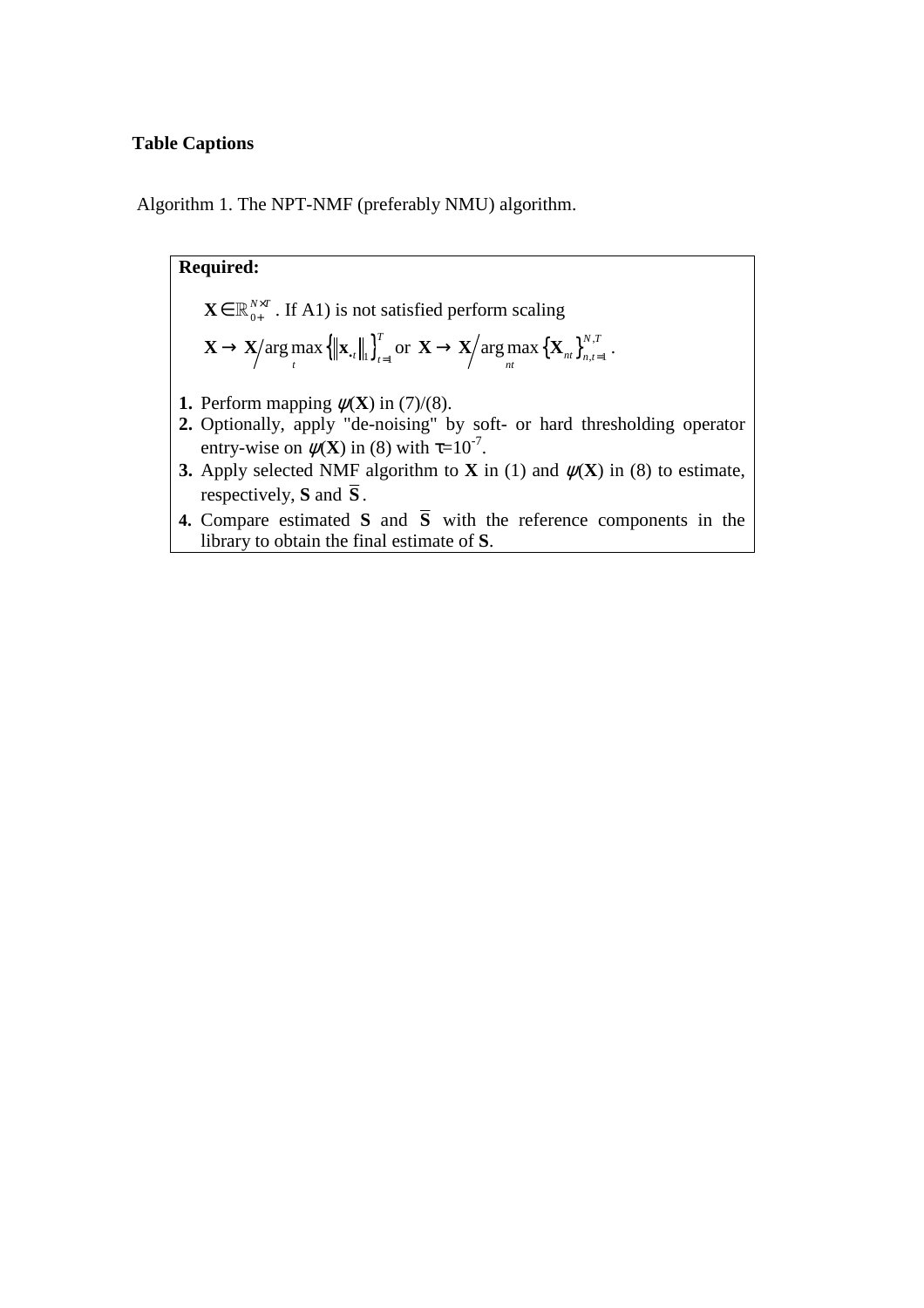**Table Captions**

Algorithm 1. The NPT-NMF (preferably NMU) algorithm.

**Required:**

$\mathbf{X} \in \mathbb{R}_{0+}^{N \times T}$ . If A1) is not satisfied perform scaling

$\mathbf{X} \rightarrow \mathbf{X} / \arg\max_{t} \left\{ \left\| \mathbf{x}_{\cdot t} \right\|_1 \right\}_{t=1}^{T}$ or $\mathbf{X} \rightarrow \mathbf{X} / \arg\max_{nt} \left\{ \mathbf{X}_{nt} \right\}_{n,t=1}^{N,T}$ .

1. Perform mapping $\psi(\mathbf{X})$ in (7)/(8).
2. Optionally, apply "de-noising" by soft- or hard thresholding operator entry-wise on $\psi(\mathbf{X})$ in (8) with $\tau$=$10^{-7}$.
3. Apply selected NMF algorithm to $\mathbf{X}$ in (1) and $\psi(\mathbf{X})$ in (8) to estimate, respectively, $\mathbf{S}$ and $\overline{\mathbf{S}}$ .
4. Compare estimated $\mathbf{S}$ and $\overline{\mathbf{S}}$ with the reference components in the library to obtain the final estimate of $\mathbf{S}$.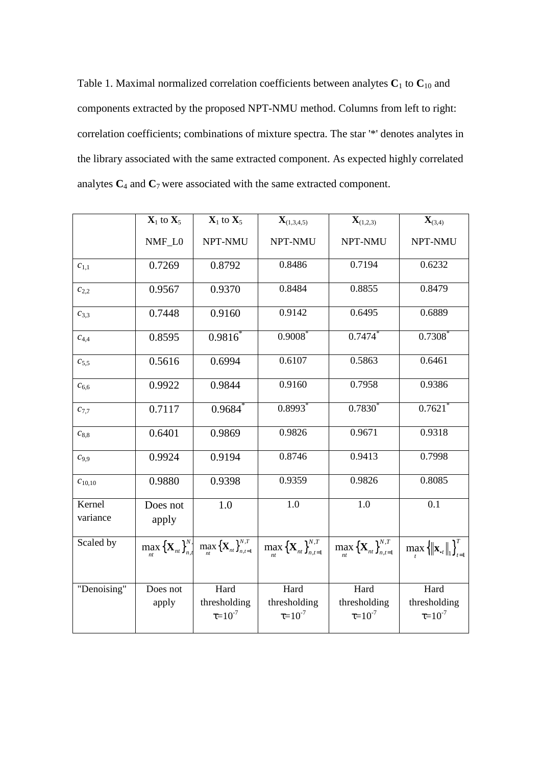Table 1. Maximal normalized correlation coefficients between analytes $\mathbf{C}_1$ to $\mathbf{C}_{10}$ and components extracted by the proposed NPT-NMU method. Columns from left to right: correlation coefficients; combinations of mixture spectra. The star '*' denotes analytes in the library associated with the same extracted component. As expected highly correlated analytes $\mathbf{C}_4$ and $\mathbf{C}_7$ were associated with the same extracted component.

| | $\mathbf{X}_1$ to $\mathbf{X}_5$ NMF_L0 | $\mathbf{X}_1$ to $\mathbf{X}_5$ NPT-NMU | $\mathbf{X}_{(1,3,4,5)}$ NPT-NMU | $\mathbf{X}_{(1,2,3)}$ NPT-NMU | $\mathbf{X}_{(3,4)}$ NPT-NMU |
|---|---|---|---|---|---|
| $c_{1,1}$ | 0.7269 | 0.8792 | 0.8486 | 0.7194 | 0.6232 |
| $c_{2,2}$ | 0.9567 | 0.9370 | 0.8484 | 0.8855 | 0.8479 |
| $c_{3,3}$ | 0.7448 | 0.9160 | 0.9142 | 0.6495 | 0.6889 |
| $c_{4,4}$ | 0.8595 | 0.9816* | 0.9008* | 0.7474* | 0.7308* |
| $c_{5,5}$ | 0.5616 | 0.6994 | 0.6107 | 0.5863 | 0.6461 |
| $c_{6,6}$ | 0.9922 | 0.9844 | 0.9160 | 0.7958 | 0.9386 |
| $c_{7,7}$ | 0.7117 | 0.9684* | 0.8993* | 0.7830* | 0.7621* |
| $c_{8,8}$ | 0.6401 | 0.9869 | 0.9826 | 0.9671 | 0.9318 |
| $c_{9,9}$ | 0.9924 | 0.9194 | 0.8746 | 0.9413 | 0.7998 |
| $c_{10,10}$ | 0.9880 | 0.9398 | 0.9359 | 0.9826 | 0.8085 |
| Kernel variance | Does not apply | 1.0 | 1.0 | 1.0 | 0.1 |
| Scaled by | $\max_{nt}\left\{\mathbf{X}_{nt}\right\}_{n,t=1}^{N,T}$ | $\max_{nt}\left\{\mathbf{X}_{nt}\right\}_{n,t=1}^{N,T}$ | $\max_{nt}\left\{\mathbf{X}_{nt}\right\}_{n,t=1}^{N,T}$ | $\max_{nt}\left\{\mathbf{X}_{nt}\right\}_{n,t=1}^{N,T}$ | $\max_{t}\left\{\left\Vert\mathbf{x}_{\cdot t}\right\Vert_1\right\}_{t=1}^{T}$ |
| "Denoising" | Does not apply | Hard thresholding $\tau=10^{-7}$ | Hard thresholding $\tau=10^{-7}$ | Hard thresholding $\tau=10^{-7}$ | Hard thresholding $\tau=10^{-7}$ |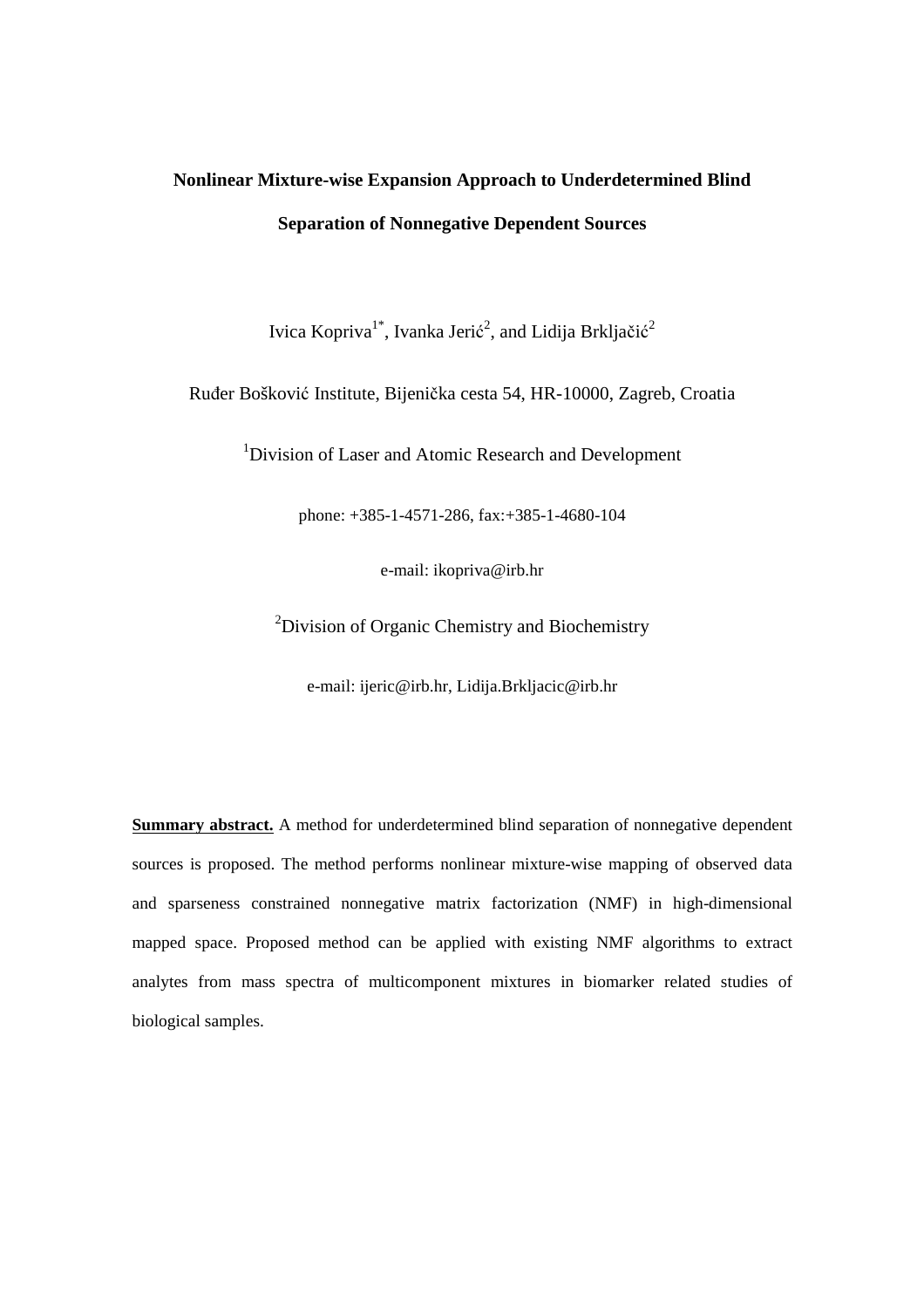# Nonlinear Mixture-wise Expansion Approach to Underdetermined Blind Separation of Nonnegative Dependent Sources

Ivica Kopriva[1*], Ivanka Jerić[2], and Lidija Brkljačić[2]

Ruđer Bošković Institute, Bijenička cesta 54, HR-10000, Zagreb, Croatia

[1]Division of Laser and Atomic Research and Development

phone: +385-1-4571-286, fax:+385-1-4680-104

e-mail: ikopriva@irb.hr

[2]Division of Organic Chemistry and Biochemistry

e-mail: ijeric@irb.hr, Lidija.Brkljacic@irb.hr

**Summary abstract.** A method for underdetermined blind separation of nonnegative dependent sources is proposed. The method performs nonlinear mixture-wise mapping of observed data and sparseness constrained nonnegative matrix factorization (NMF) in high-dimensional mapped space. Proposed method can be applied with existing NMF algorithms to extract analytes from mass spectra of multicomponent mixtures in biomarker related studies of biological samples.